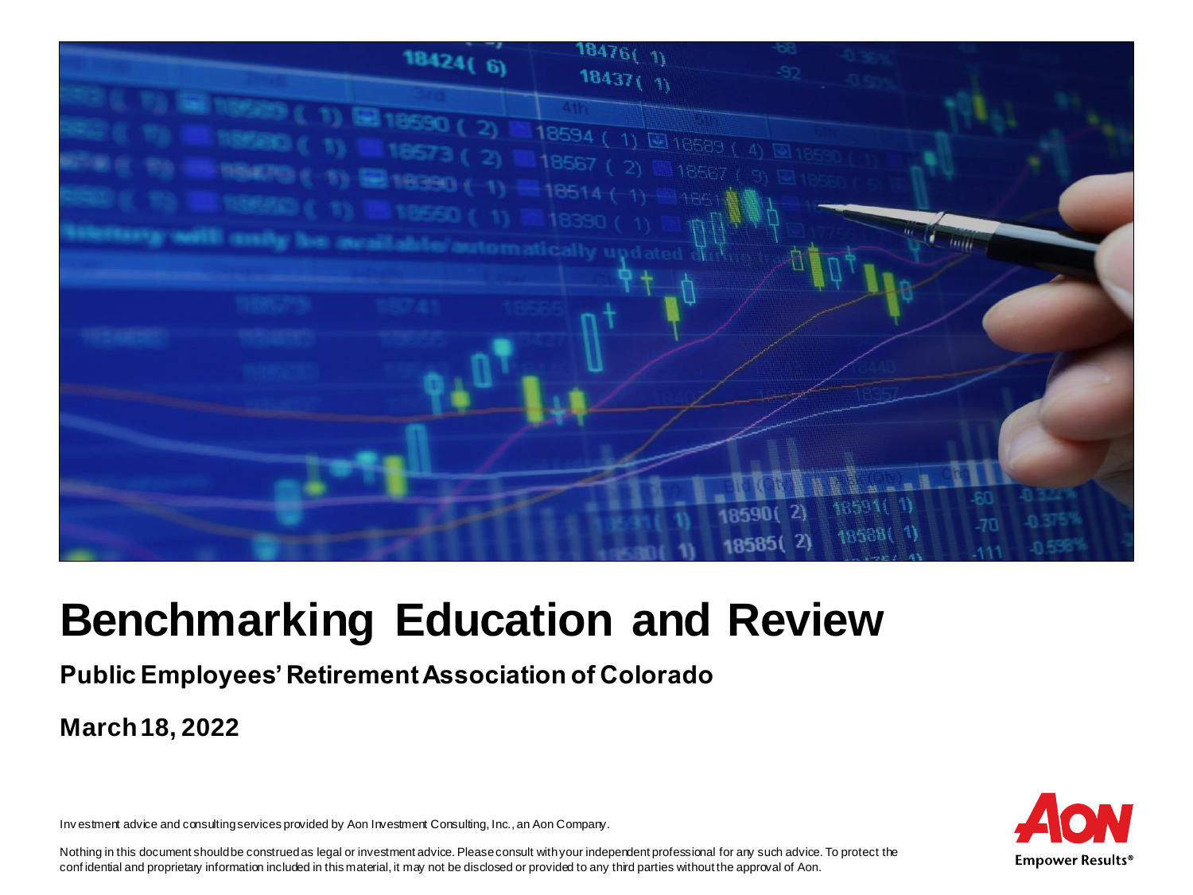# Benchmarking Education and Review

**Public Employees' Retirement Association of Colorado**

**March 18, 2022**

Investment advice and consulting services provided by Aon Investment Consulting, Inc., an Aon Company.

Nothing in this document should be construed as legal or investment advice. Please consult with your independent professional for any such advice. To protect the confidential and proprietary information included in this material, it may not be disclosed or provided to any third parties without the approval of Aon.

Empower Results®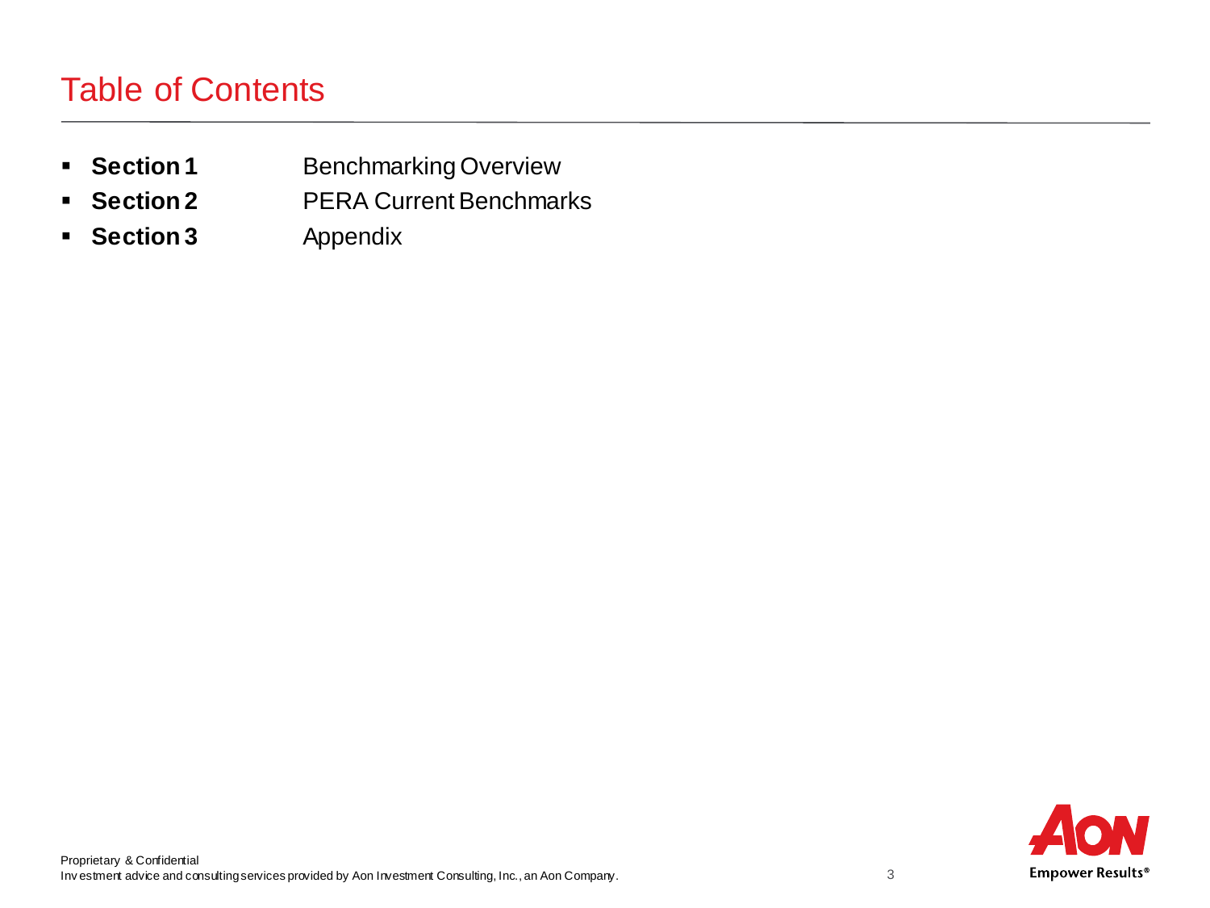# Table of Contents

- **Section 1** Benchmarking Overview
- **Section 2** PERA Current Benchmarks
- **Section 3** Appendix

Proprietary & Confidential
Investment advice and consulting services provided by Aon Investment Consulting, Inc., an Aon Company.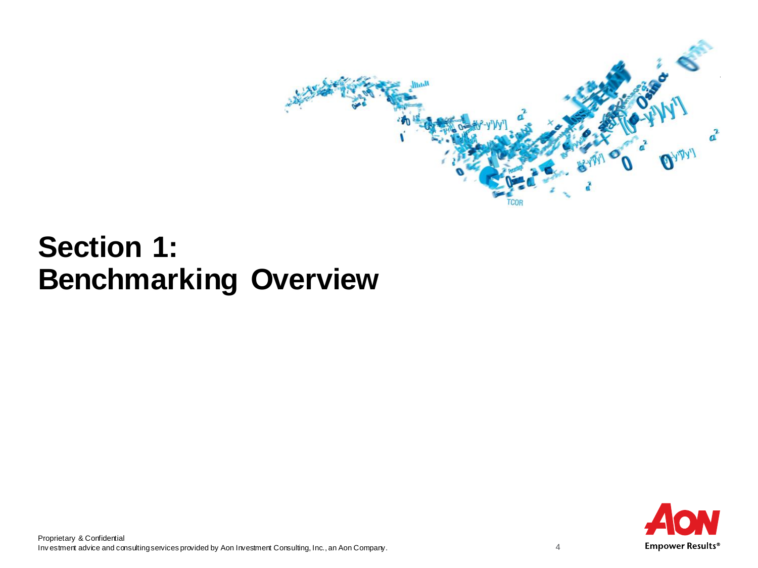# Section 1: Benchmarking Overview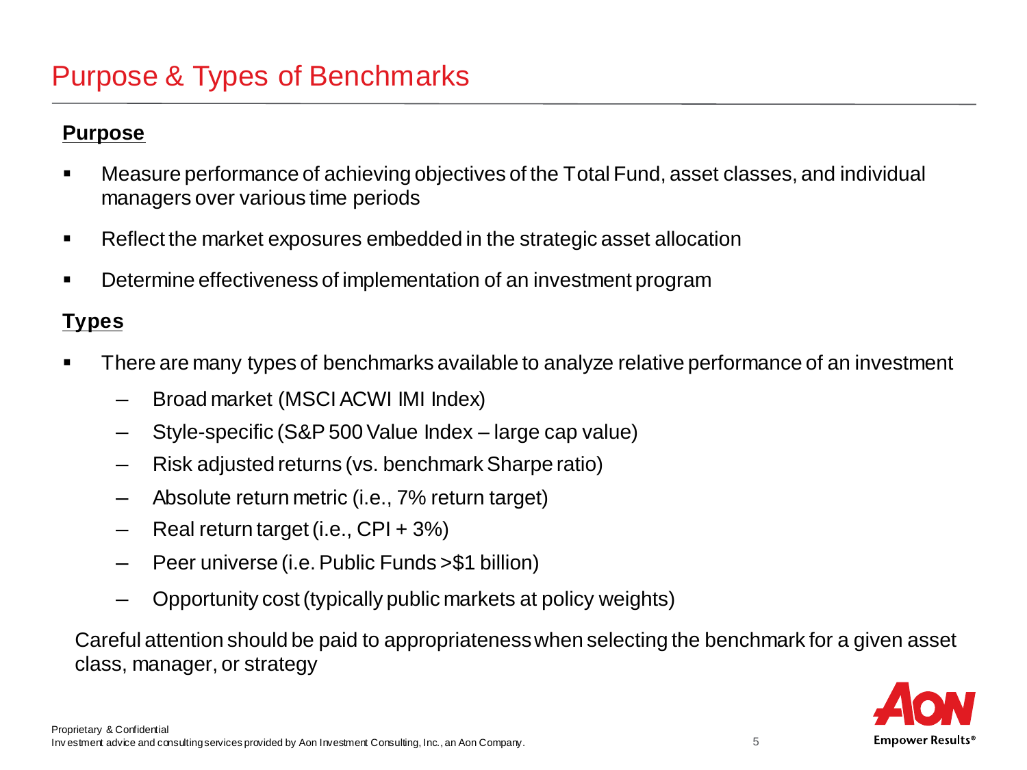# Purpose & Types of Benchmarks

**Purpose**

- Measure performance of achieving objectives of the Total Fund, asset classes, and individual managers over various time periods
- Reflect the market exposures embedded in the strategic asset allocation
- Determine effectiveness of implementation of an investment program

**Types**

- There are many types of benchmarks available to analyze relative performance of an investment
  - Broad market (MSCI ACWI IMI Index)
  - Style-specific (S&P 500 Value Index – large cap value)
  - Risk adjusted returns (vs. benchmark Sharpe ratio)
  - Absolute return metric (i.e., 7% return target)
  - Real return target (i.e., CPI + 3%)
  - Peer universe (i.e. Public Funds >$1 billion)
  - Opportunity cost (typically public markets at policy weights)

Careful attention should be paid to appropriateness when selecting the benchmark for a given asset class, manager, or strategy

Proprietary & Confidential
Investment advice and consulting services provided by Aon Investment Consulting, Inc., an Aon Company.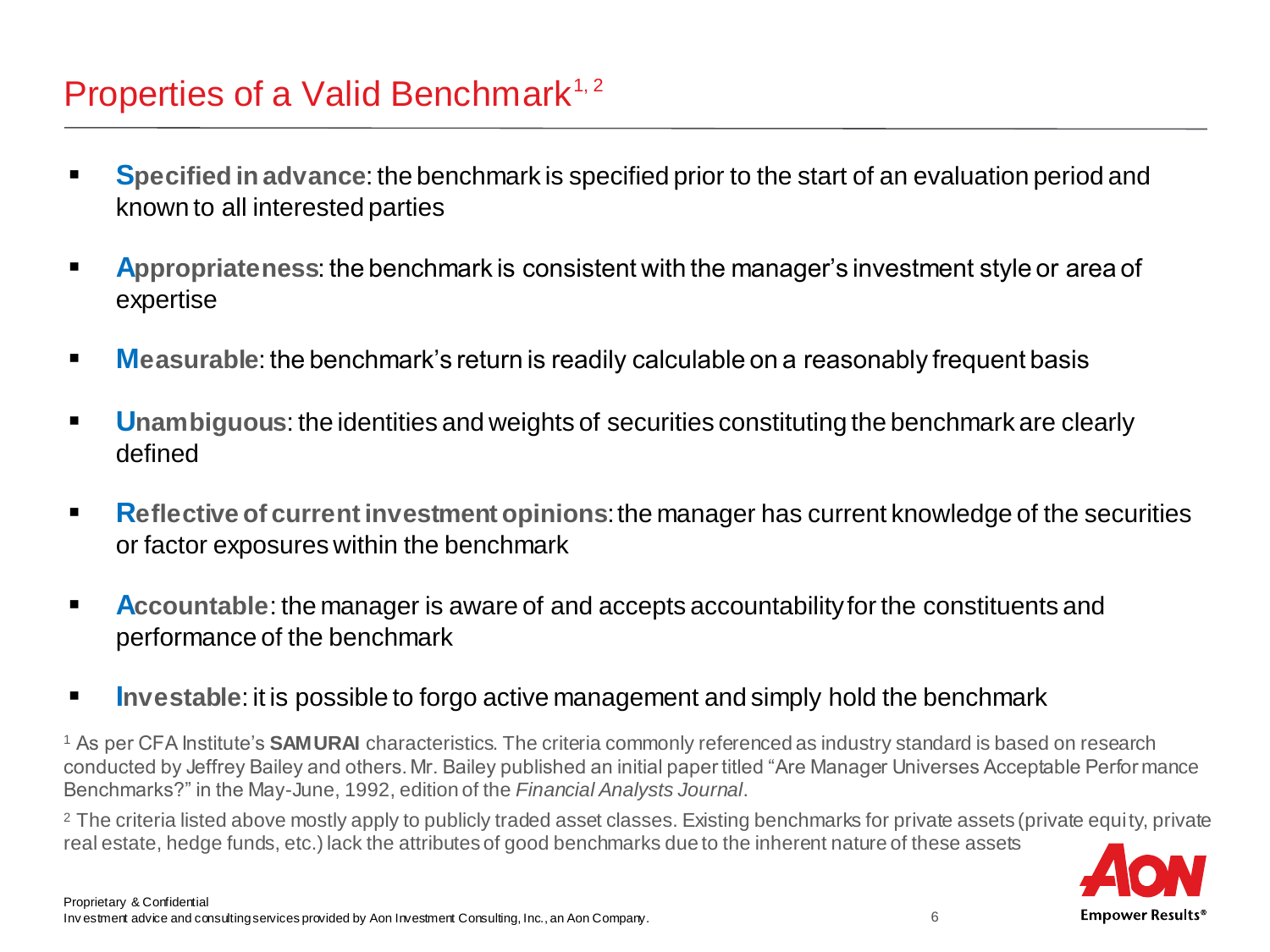# Properties of a Valid Benchmark[1, 2]

- **Specified in advance**: the benchmark is specified prior to the start of an evaluation period and known to all interested parties
- **Appropriateness**: the benchmark is consistent with the manager's investment style or area of expertise
- **Measurable**: the benchmark's return is readily calculable on a reasonably frequent basis
- **Unambiguous**: the identities and weights of securities constituting the benchmark are clearly defined
- **Reflective of current investment opinions**: the manager has current knowledge of the securities or factor exposures within the benchmark
- **Accountable**: the manager is aware of and accepts accountability for the constituents and performance of the benchmark
- **Investable**: it is possible to forgo active management and simply hold the benchmark

[1] As per CFA Institute's **SAMURAI** characteristics. The criteria commonly referenced as industry standard is based on research conducted by Jeffrey Bailey and others. Mr. Bailey published an initial paper titled "Are Manager Universes Acceptable Performance Benchmarks?" in the May-June, 1992, edition of the *Financial Analysts Journal*.

[2] The criteria listed above mostly apply to publicly traded asset classes. Existing benchmarks for private assets (private equity, private real estate, hedge funds, etc.) lack the attributes of good benchmarks due to the inherent nature of these assets

Proprietary & Confidential
Investment advice and consulting services provided by Aon Investment Consulting, Inc., an Aon Company.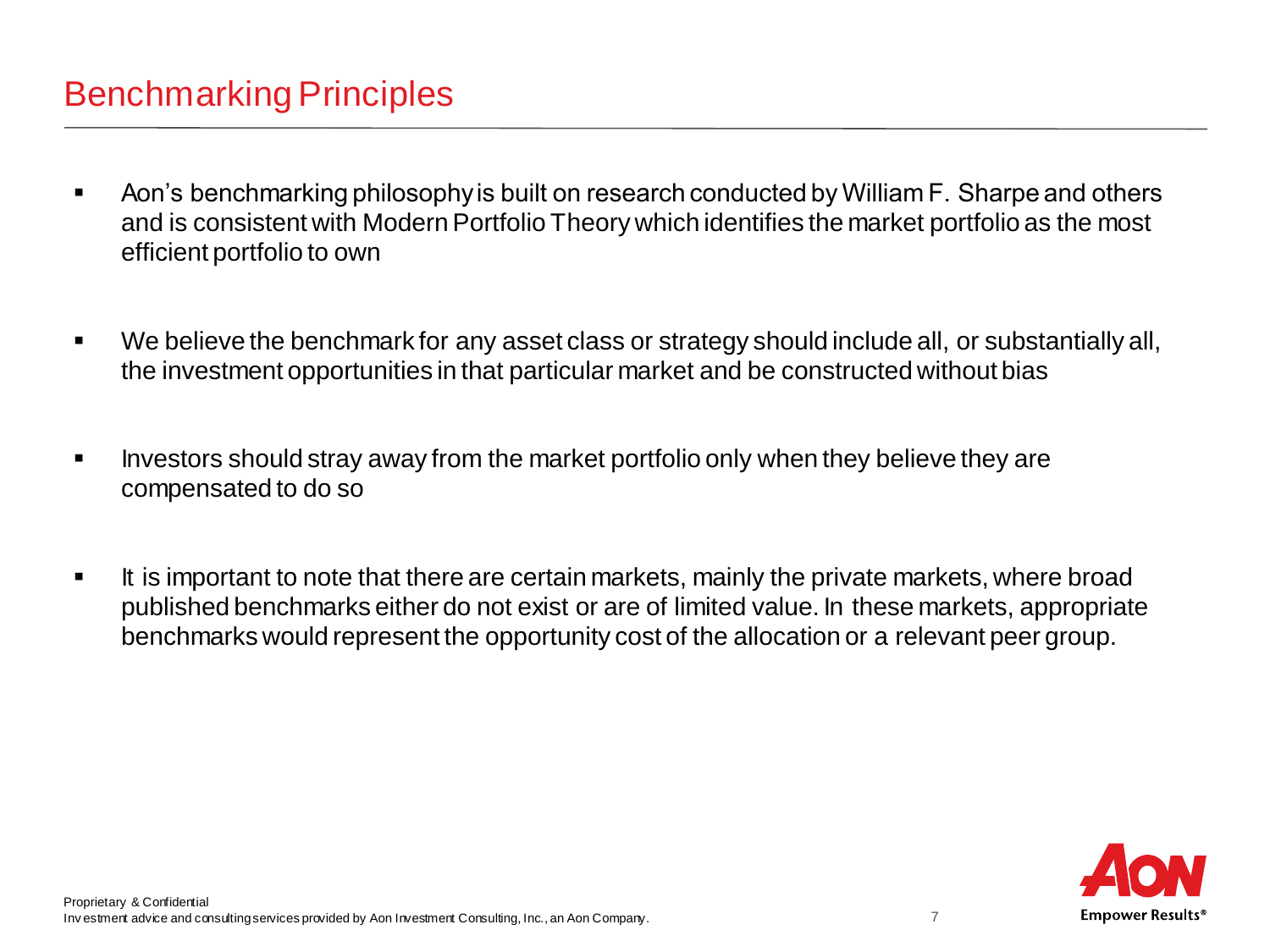# Benchmarking Principles

- Aon's benchmarking philosophy is built on research conducted by William F. Sharpe and others and is consistent with Modern Portfolio Theory which identifies the market portfolio as the most efficient portfolio to own

- We believe the benchmark for any asset class or strategy should include all, or substantially all, the investment opportunities in that particular market and be constructed without bias

- Investors should stray away from the market portfolio only when they believe they are compensated to do so

- It is important to note that there are certain markets, mainly the private markets, where broad published benchmarks either do not exist or are of limited value. In these markets, appropriate benchmarks would represent the opportunity cost of the allocation or a relevant peer group.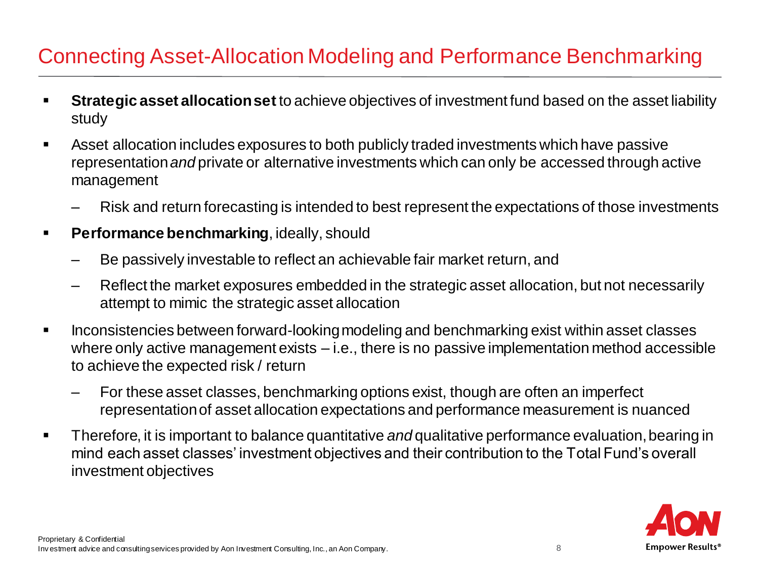# Connecting Asset-Allocation Modeling and Performance Benchmarking

- **Strategic asset allocation set** to achieve objectives of investment fund based on the asset liability study
- Asset allocation includes exposures to both publicly traded investments which have passive representation *and* private or alternative investments which can only be accessed through active management
  - Risk and return forecasting is intended to best represent the expectations of those investments
- **Performance benchmarking**, ideally, should
  - Be passively investable to reflect an achievable fair market return, and
  - Reflect the market exposures embedded in the strategic asset allocation, but not necessarily attempt to mimic the strategic asset allocation
- Inconsistencies between forward-looking modeling and benchmarking exist within asset classes where only active management exists – i.e., there is no passive implementation method accessible to achieve the expected risk / return
  - For these asset classes, benchmarking options exist, though are often an imperfect representation of asset allocation expectations and performance measurement is nuanced
- Therefore, it is important to balance quantitative *and* qualitative performance evaluation, bearing in mind each asset classes' investment objectives and their contribution to the Total Fund's overall investment objectives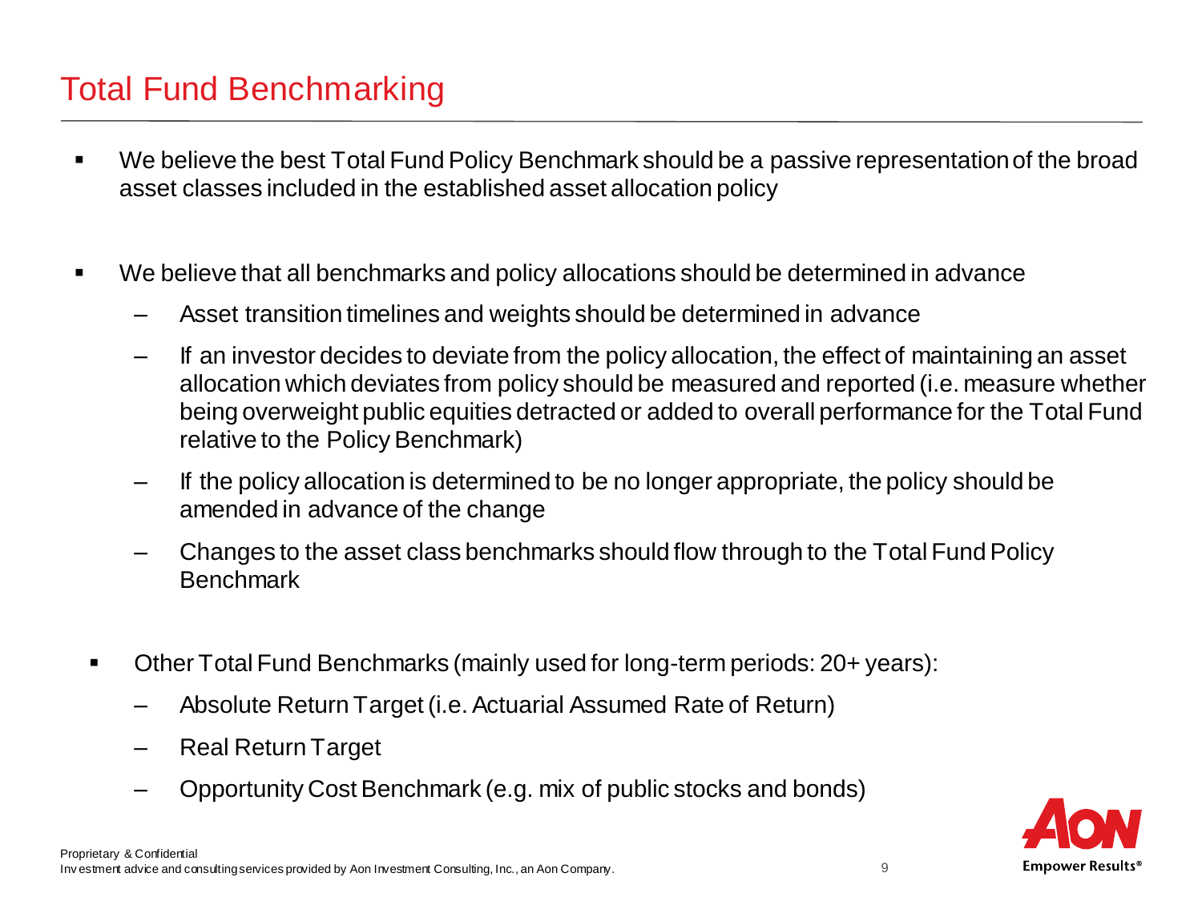# Total Fund Benchmarking

- We believe the best Total Fund Policy Benchmark should be a passive representation of the broad asset classes included in the established asset allocation policy

- We believe that all benchmarks and policy allocations should be determined in advance
  - Asset transition timelines and weights should be determined in advance
  - If an investor decides to deviate from the policy allocation, the effect of maintaining an asset allocation which deviates from policy should be measured and reported (i.e. measure whether being overweight public equities detracted or added to overall performance for the Total Fund relative to the Policy Benchmark)
  - If the policy allocation is determined to be no longer appropriate, the policy should be amended in advance of the change
  - Changes to the asset class benchmarks should flow through to the Total Fund Policy Benchmark

- Other Total Fund Benchmarks (mainly used for long-term periods: 20+ years):
  - Absolute Return Target (i.e. Actuarial Assumed Rate of Return)
  - Real Return Target
  - Opportunity Cost Benchmark (e.g. mix of public stocks and bonds)

Proprietary & Confidential
Investment advice and consulting services provided by Aon Investment Consulting, Inc., an Aon Company.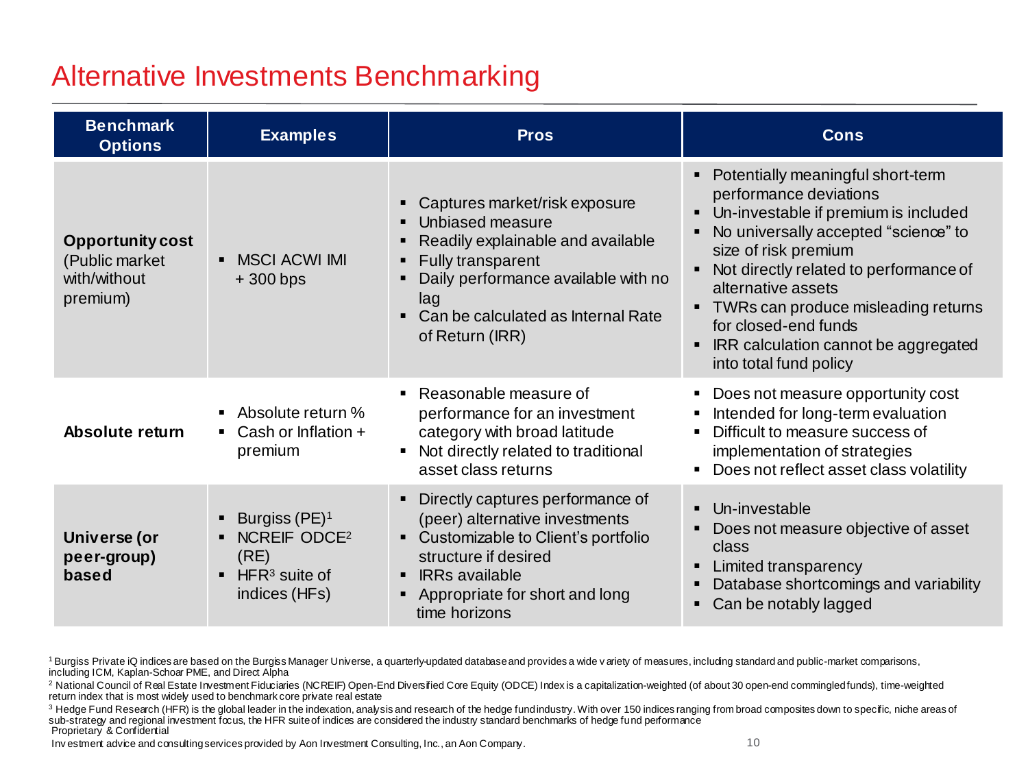# Alternative Investments Benchmarking

| Benchmark Options | Examples | Pros | Cons |
|---|---|---|---|
| **Opportunity cost** (Public market with/without premium) | ▪ MSCI ACWI IMI + 300 bps | ▪ Captures market/risk exposure<br>▪ Unbiased measure<br>▪ Readily explainable and available<br>▪ Fully transparent<br>▪ Daily performance available with no lag<br>▪ Can be calculated as Internal Rate of Return (IRR) | ▪ Potentially meaningful short-term performance deviations<br>▪ Un-investable if premium is included<br>▪ No universally accepted "science" to size of risk premium<br>▪ Not directly related to performance of alternative assets<br>▪ TWRs can produce misleading returns for closed-end funds<br>▪ IRR calculation cannot be aggregated into total fund policy |
| **Absolute return** | ▪ Absolute return %<br>▪ Cash or Inflation + premium | ▪ Reasonable measure of performance for an investment category with broad latitude<br>▪ Not directly related to traditional asset class returns | ▪ Does not measure opportunity cost<br>▪ Intended for long-term evaluation<br>▪ Difficult to measure success of implementation of strategies<br>▪ Does not reflect asset class volatility |
| **Universe (or peer-group) based** | ▪ Burgiss (PE)[1]<br>▪ NCREIF ODCE[2] (RE)<br>▪ HFR[3] suite of indices (HFs) | ▪ Directly captures performance of (peer) alternative investments<br>▪ Customizable to Client's portfolio structure if desired<br>▪ IRRs available<br>▪ Appropriate for short and long time horizons | ▪ Un-investable<br>▪ Does not measure objective of asset class<br>▪ Limited transparency<br>▪ Database shortcomings and variability<br>▪ Can be notably lagged |

[1] Burgiss Private iQ indices are based on the Burgiss Manager Universe, a quarterly-updated database and provides a wide variety of measures, including standard and public-market comparisons, including ICM, Kaplan-Schoar PME, and Direct Alpha

[2] National Council of Real Estate Investment Fiduciaries (NCREIF) Open-End Diversified Core Equity (ODCE) Index is a capitalization-weighted (of about 30 open-end commingled funds), time-weighted return index that is most widely used to benchmark core private real estate

[3] Hedge Fund Research (HFR) is the global leader in the indexation, analysis and research of the hedge fund industry. With over 150 indices ranging from broad composites down to specific, niche areas of sub-strategy and regional investment focus, the HFR suite of indices are considered the industry standard benchmarks of hedge fund performance

Proprietary & Confidential

Investment advice and consulting services provided by Aon Investment Consulting, Inc., an Aon Company.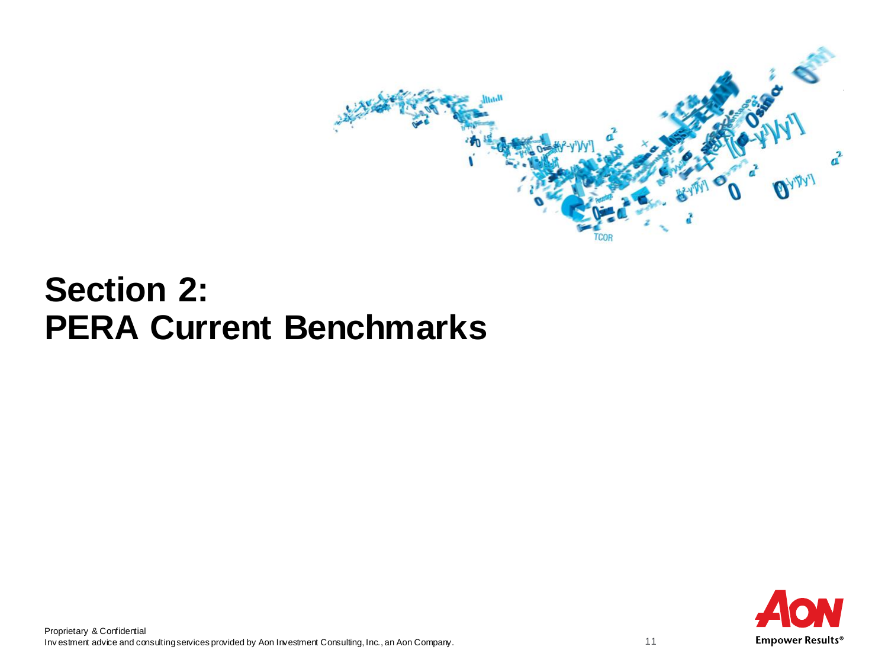# Section 2:
# PERA Current Benchmarks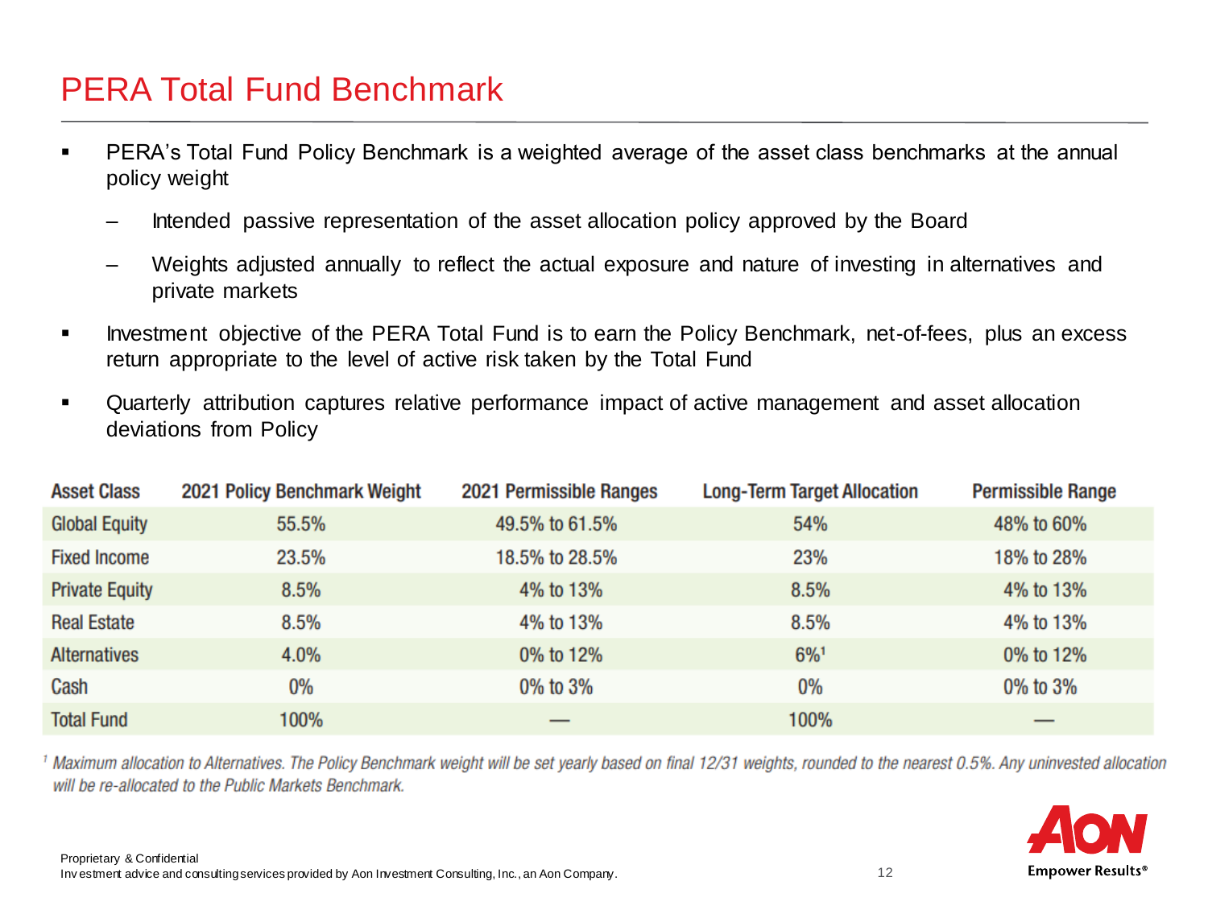# PERA Total Fund Benchmark

- PERA's Total Fund Policy Benchmark is a weighted average of the asset class benchmarks at the annual policy weight
  - Intended passive representation of the asset allocation policy approved by the Board
  - Weights adjusted annually to reflect the actual exposure and nature of investing in alternatives and private markets
- Investment objective of the PERA Total Fund is to earn the Policy Benchmark, net-of-fees, plus an excess return appropriate to the level of active risk taken by the Total Fund
- Quarterly attribution captures relative performance impact of active management and asset allocation deviations from Policy

| Asset Class | 2021 Policy Benchmark Weight | 2021 Permissible Ranges | Long-Term Target Allocation | Permissible Range |
|---|---|---|---|---|
| Global Equity | 55.5% | 49.5% to 61.5% | 54% | 48% to 60% |
| Fixed Income | 23.5% | 18.5% to 28.5% | 23% | 18% to 28% |
| Private Equity | 8.5% | 4% to 13% | 8.5% | 4% to 13% |
| Real Estate | 8.5% | 4% to 13% | 8.5% | 4% to 13% |
| Alternatives | 4.0% | 0% to 12% | 6%[1] | 0% to 12% |
| Cash | 0% | 0% to 3% | 0% | 0% to 3% |
| Total Fund | 100% | — | 100% | — |

[1] *Maximum allocation to Alternatives. The Policy Benchmark weight will be set yearly based on final 12/31 weights, rounded to the nearest 0.5%. Any uninvested allocation will be re-allocated to the Public Markets Benchmark.*

Proprietary & Confidential
Investment advice and consulting services provided by Aon Investment Consulting, Inc., an Aon Company.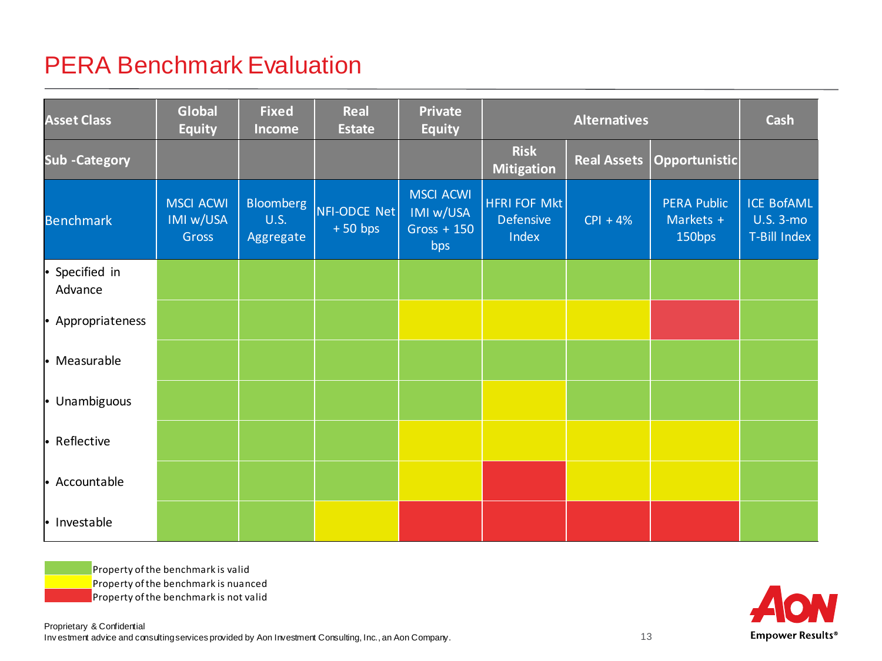# PERA Benchmark Evaluation

| Asset Class | Global Equity | Fixed Income | Real Estate | Private Equity | Alternatives | | | Cash |
|---|---|---|---|---|---|---|---|---|
| Sub -Category | | | | | Risk Mitigation | Real Assets | Opportunistic | |
| Benchmark | MSCI ACWI IMI w/USA Gross | Bloomberg U.S. Aggregate | NFI-ODCE Net + 50 bps | MSCI ACWI IMI w/USA Gross + 150 bps | HFRI FOF Mkt Defensive Index | CPI + 4% | PERA Public Markets + 150bps | ICE BofAML U.S. 3-mo T-Bill Index |
| • Specified in Advance | Green | Green | Green | Green | Green | Green | Green | Green |
| • Appropriateness | Green | Green | Green | Yellow | Yellow | Yellow | Red | Green |
| • Measurable | Green | Green | Green | Green | Green | Green | Green | Green |
| • Unambiguous | Green | Green | Green | Green | Yellow | Green | Green | Green |
| • Reflective | Green | Green | Green | Yellow | Yellow | Yellow | Yellow | Green |
| • Accountable | Green | Green | Green | Yellow | Red | Yellow | Yellow | Green |
| • Investable | Green | Green | Yellow | Red | Red | Red | Red | Green |

Green: Property of the benchmark is valid
Yellow: Property of the benchmark is nuanced
Red: Property of the benchmark is not valid

Proprietary & Confidential
Investment advice and consulting services provided by Aon Investment Consulting, Inc., an Aon Company.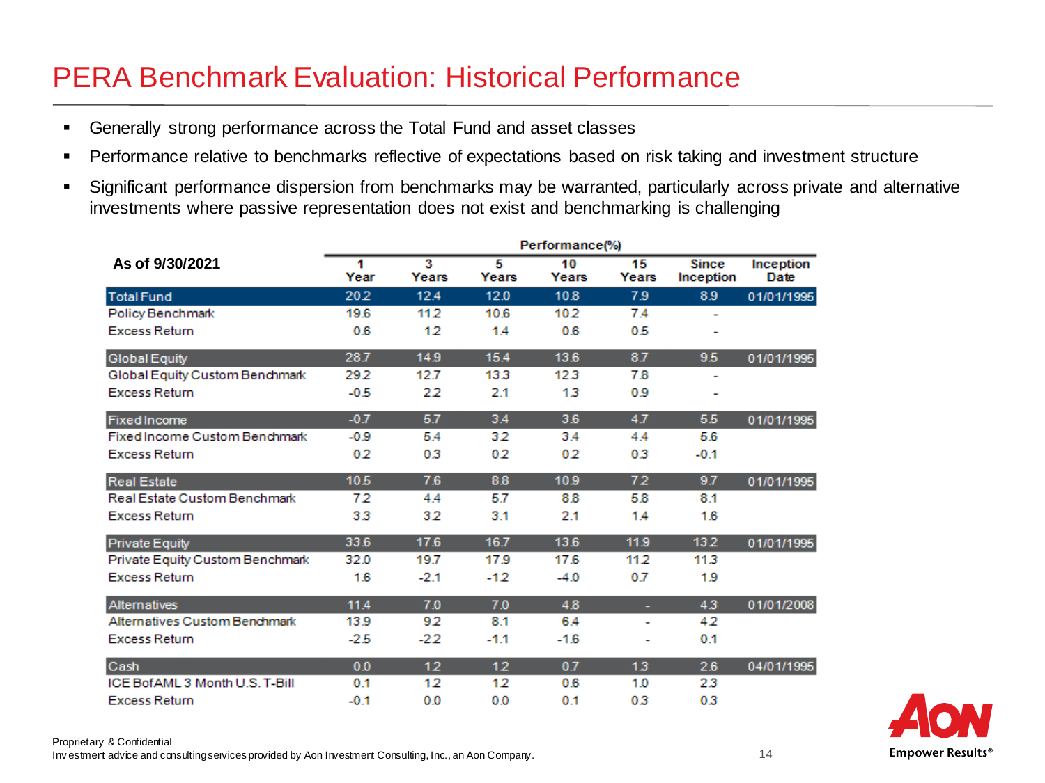# PERA Benchmark Evaluation: Historical Performance

- Generally strong performance across the Total Fund and asset classes
- Performance relative to benchmarks reflective of expectations based on risk taking and investment structure
- Significant performance dispersion from benchmarks may be warranted, particularly across private and alternative investments where passive representation does not exist and benchmarking is challenging

| As of 9/30/2021 | Performance(%) | | | | | | |
|---|---|---|---|---|---|---|---|
| | 1 Year | 3 Years | 5 Years | 10 Years | 15 Years | Since Inception | Inception Date |
| **Total Fund** | 20.2 | 12.4 | 12.0 | 10.8 | 7.9 | 8.9 | 01/01/1995 |
| Policy Benchmark | 19.6 | 11.2 | 10.6 | 10.2 | 7.4 | - | |
| Excess Return | 0.6 | 1.2 | 1.4 | 0.6 | 0.5 | - | |
| **Global Equity** | 28.7 | 14.9 | 15.4 | 13.6 | 8.7 | 9.5 | 01/01/1995 |
| Global Equity Custom Benchmark | 29.2 | 12.7 | 13.3 | 12.3 | 7.8 | - | |
| Excess Return | -0.5 | 2.2 | 2.1 | 1.3 | 0.9 | - | |
| **Fixed Income** | -0.7 | 5.7 | 3.4 | 3.6 | 4.7 | 5.5 | 01/01/1995 |
| Fixed Income Custom Benchmark | -0.9 | 5.4 | 3.2 | 3.4 | 4.4 | 5.6 | |
| Excess Return | 0.2 | 0.3 | 0.2 | 0.2 | 0.3 | -0.1 | |
| **Real Estate** | 10.5 | 7.6 | 8.8 | 10.9 | 7.2 | 9.7 | 01/01/1995 |
| Real Estate Custom Benchmark | 7.2 | 4.4 | 5.7 | 8.8 | 5.8 | 8.1 | |
| Excess Return | 3.3 | 3.2 | 3.1 | 2.1 | 1.4 | 1.6 | |
| **Private Equity** | 33.6 | 17.6 | 16.7 | 13.6 | 11.9 | 13.2 | 01/01/1995 |
| Private Equity Custom Benchmark | 32.0 | 19.7 | 17.9 | 17.6 | 11.2 | 11.3 | |
| Excess Return | 1.6 | -2.1 | -1.2 | -4.0 | 0.7 | 1.9 | |
| **Alternatives** | 11.4 | 7.0 | 7.0 | 4.8 | - | 4.3 | 01/01/2008 |
| Alternatives Custom Benchmark | 13.9 | 9.2 | 8.1 | 6.4 | - | 4.2 | |
| Excess Return | -2.5 | -2.2 | -1.1 | -1.6 | - | 0.1 | |
| **Cash** | 0.0 | 1.2 | 1.2 | 0.7 | 1.3 | 2.6 | 04/01/1995 |
| ICE BofAML 3 Month U.S. T-Bill | 0.1 | 1.2 | 1.2 | 0.6 | 1.0 | 2.3 | |
| Excess Return | -0.1 | 0.0 | 0.0 | 0.1 | 0.3 | 0.3 | |

Proprietary & Confidential
Investment advice and consulting services provided by Aon Investment Consulting, Inc., an Aon Company.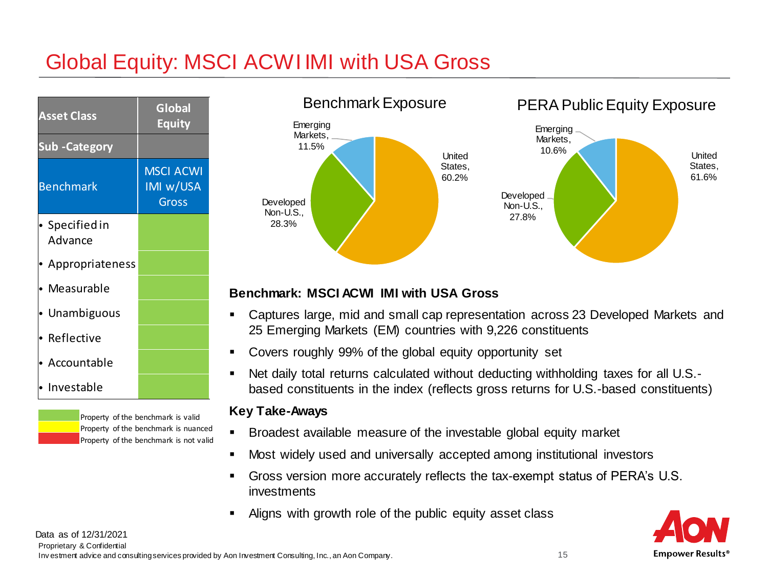# Global Equity: MSCI ACWI IMI with USA Gross

| Asset Class | Global Equity |
|---|---|
| Sub -Category | |
| Benchmark | MSCI ACWI IMI w/USA Gross |
| • Specified in Advance | |
| • Appropriateness | |
| • Measurable | |
| • Unambiguous | |
| • Reflective | |
| • Accountable | |
| • Investable | |

Legend:
- Green: Property of the benchmark is valid
- Yellow: Property of the benchmark is nuanced
- Red: Property of the benchmark is not valid

Note: All property cells for MSCI ACWI IMI w/USA Gross are shown in green (Property of the benchmark is valid).

**Benchmark Exposure**

- United States, 60.2%
- Developed Non-U.S., 28.3%
- Emerging Markets, 11.5%

**PERA Public Equity Exposure**

- United States, 61.6%
- Developed Non-U.S., 27.8%
- Emerging Markets, 10.6%

**Benchmark: MSCI ACWI IMI with USA Gross**

- Captures large, mid and small cap representation across 23 Developed Markets and 25 Emerging Markets (EM) countries with 9,226 constituents
- Covers roughly 99% of the global equity opportunity set
- Net daily total returns calculated without deducting withholding taxes for all U.S.-based constituents in the index (reflects gross returns for U.S.-based constituents)

**Key Take-Aways**

- Broadest available measure of the investable global equity market
- Most widely used and universally accepted among institutional investors
- Gross version more accurately reflects the tax-exempt status of PERA's U.S. investments
- Aligns with growth role of the public equity asset class

Data as of 12/31/2021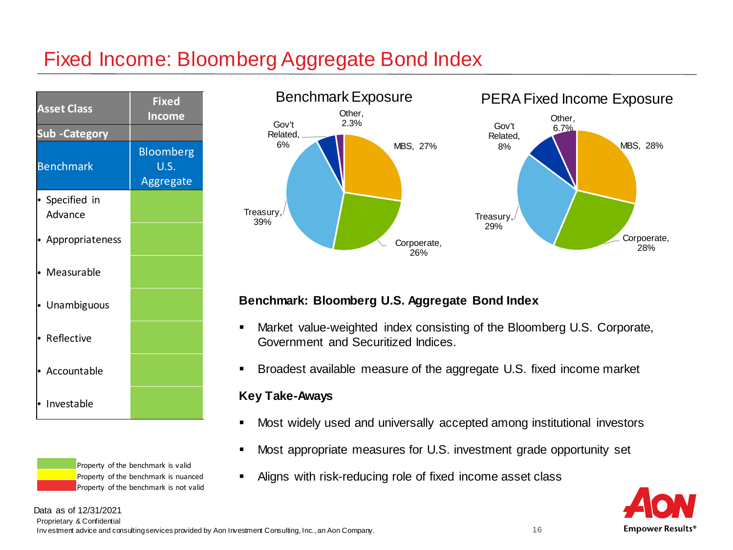# Fixed Income: Bloomberg Aggregate Bond Index

| Asset Class | Fixed Income |
| --- | --- |
| Sub -Category | |
| Benchmark | Bloomberg U.S. Aggregate |
| • Specified in Advance | |
| • Appropriateness | |
| • Measurable | |
| • Unambiguous | |
| • Reflective | |
| • Accountable | |
| • Investable | |

Property of the benchmark is valid
Property of the benchmark is nuanced
Property of the benchmark is not valid

### Benchmark Exposure

| Sector | Weight |
| --- | --- |
| MBS | 27% |
| Corpoerate | 26% |
| Treasury | 39% |
| Gov't Related | 6% |
| Other | 2.3% |

### PERA Fixed Income Exposure

| Sector | Weight |
| --- | --- |
| MBS | 28% |
| Corpoerate | 28% |
| Treasury | 29% |
| Gov't Related | 8% |
| Other | 6.7% |

**Benchmark: Bloomberg U.S. Aggregate Bond Index**

- Market value-weighted index consisting of the Bloomberg U.S. Corporate, Government and Securitized Indices.
- Broadest available measure of the aggregate U.S. fixed income market

**Key Take-Aways**

- Most widely used and universally accepted among institutional investors
- Most appropriate measures for U.S. investment grade opportunity set
- Aligns with risk-reducing role of fixed income asset class

Data as of 12/31/2021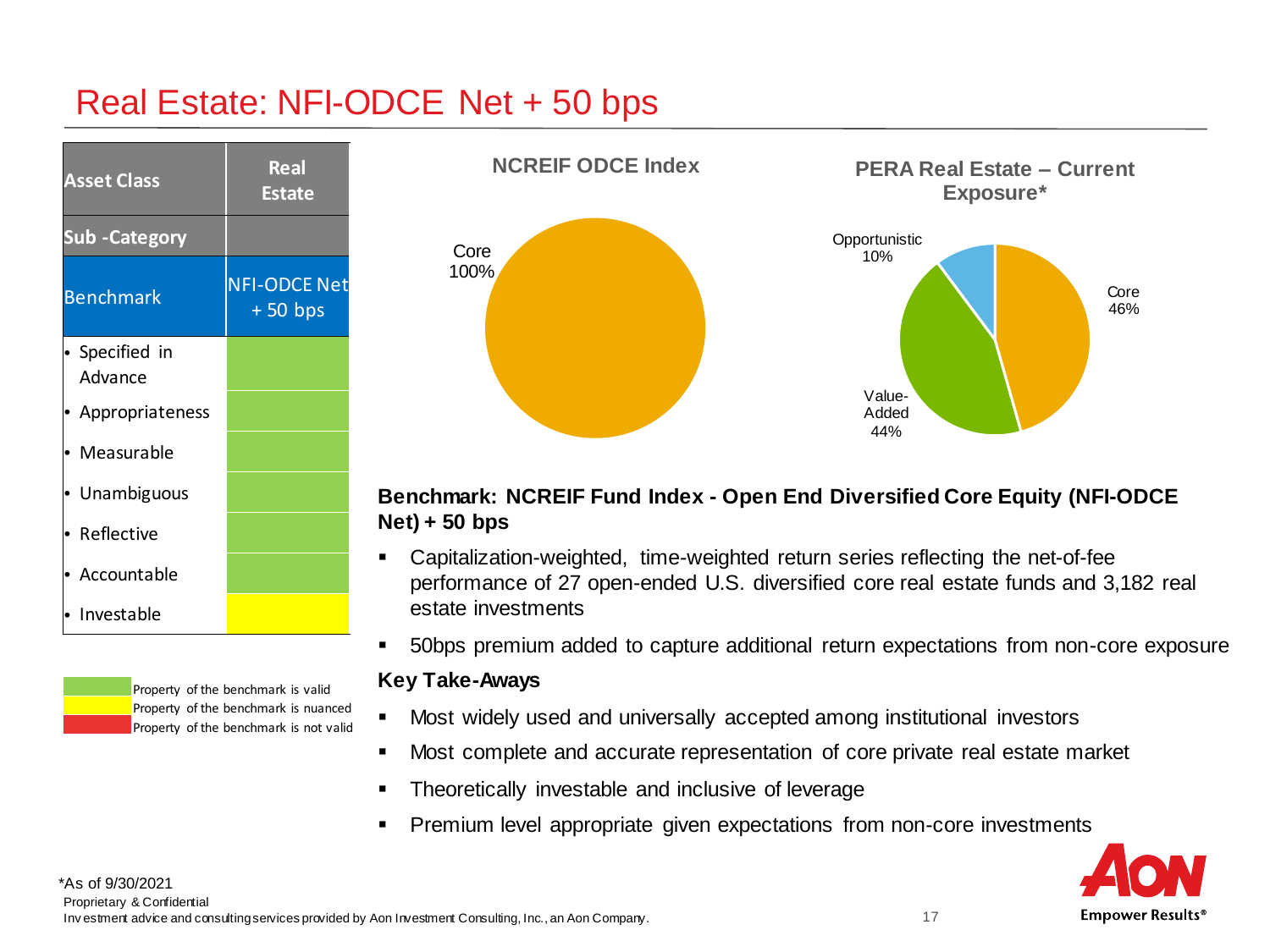# Real Estate: NFI-ODCE Net + 50 bps

| Asset Class | Real Estate |
|---|---|
| Sub -Category | |
| Benchmark | NFI-ODCE Net + 50 bps |
| • Specified in Advance | Property of the benchmark is valid |
| • Appropriateness | Property of the benchmark is valid |
| • Measurable | Property of the benchmark is valid |
| • Unambiguous | Property of the benchmark is valid |
| • Reflective | Property of the benchmark is valid |
| • Accountable | Property of the benchmark is valid |
| • Investable | Property of the benchmark is nuanced |

Legend:
- Green: Property of the benchmark is valid
- Yellow: Property of the benchmark is nuanced
- Red: Property of the benchmark is not valid

**NCREIF ODCE Index**

- Core 100%

**PERA Real Estate – Current Exposure***

- Core 46%
- Value-Added 44%
- Opportunistic 10%

**Benchmark: NCREIF Fund Index - Open End Diversified Core Equity (NFI-ODCE Net) + 50 bps**

- Capitalization-weighted, time-weighted return series reflecting the net-of-fee performance of 27 open-ended U.S. diversified core real estate funds and 3,182 real estate investments
- 50bps premium added to capture additional return expectations from non-core exposure

**Key Take-Aways**

- Most widely used and universally accepted among institutional investors
- Most complete and accurate representation of core private real estate market
- Theoretically investable and inclusive of leverage
- Premium level appropriate given expectations from non-core investments

*As of 9/30/2021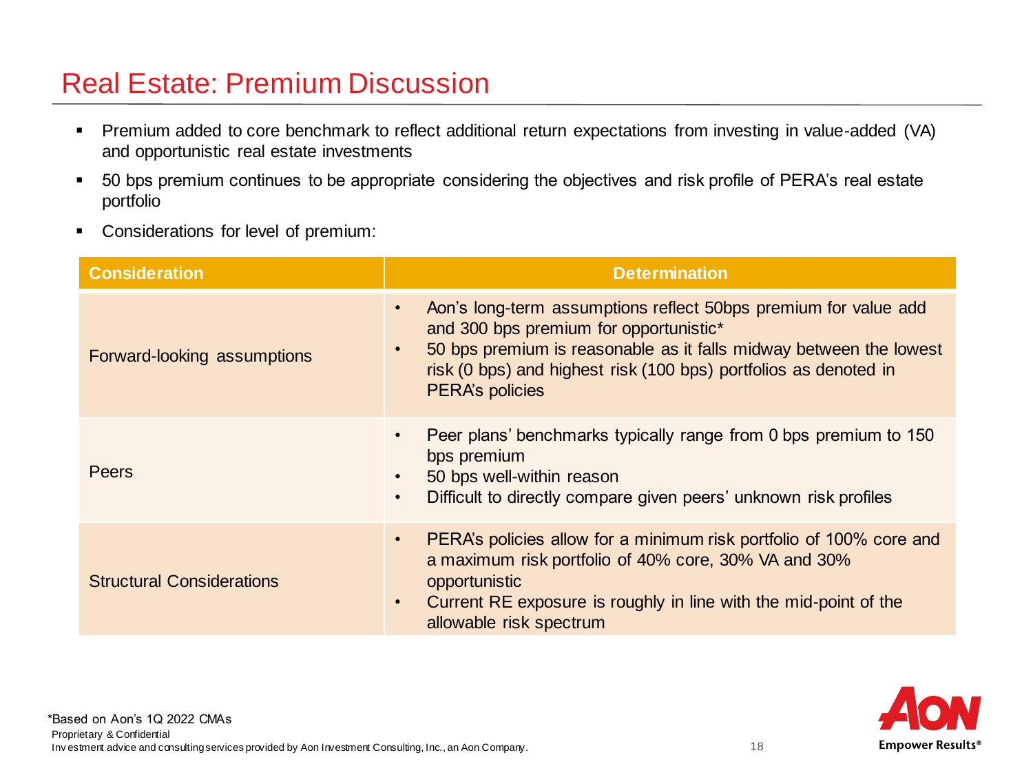# Real Estate: Premium Discussion

- Premium added to core benchmark to reflect additional return expectations from investing in value-added (VA) and opportunistic real estate investments
- 50 bps premium continues to be appropriate considering the objectives and risk profile of PERA's real estate portfolio
- Considerations for level of premium:

| Consideration | Determination |
|---|---|
| Forward-looking assumptions | • Aon's long-term assumptions reflect 50bps premium for value add and 300 bps premium for opportunistic*<br>• 50 bps premium is reasonable as it falls midway between the lowest risk (0 bps) and highest risk (100 bps) portfolios as denoted in PERA's policies |
| Peers | • Peer plans' benchmarks typically range from 0 bps premium to 150 bps premium<br>• 50 bps well-within reason<br>• Difficult to directly compare given peers' unknown risk profiles |
| Structural Considerations | • PERA's policies allow for a minimum risk portfolio of 100% core and a maximum risk portfolio of 40% core, 30% VA and 30% opportunistic<br>• Current RE exposure is roughly in line with the mid-point of the allowable risk spectrum |

*Based on Aon's 1Q 2022 CMAs

Proprietary & Confidential

Investment advice and consulting services provided by Aon Investment Consulting, Inc., an Aon Company.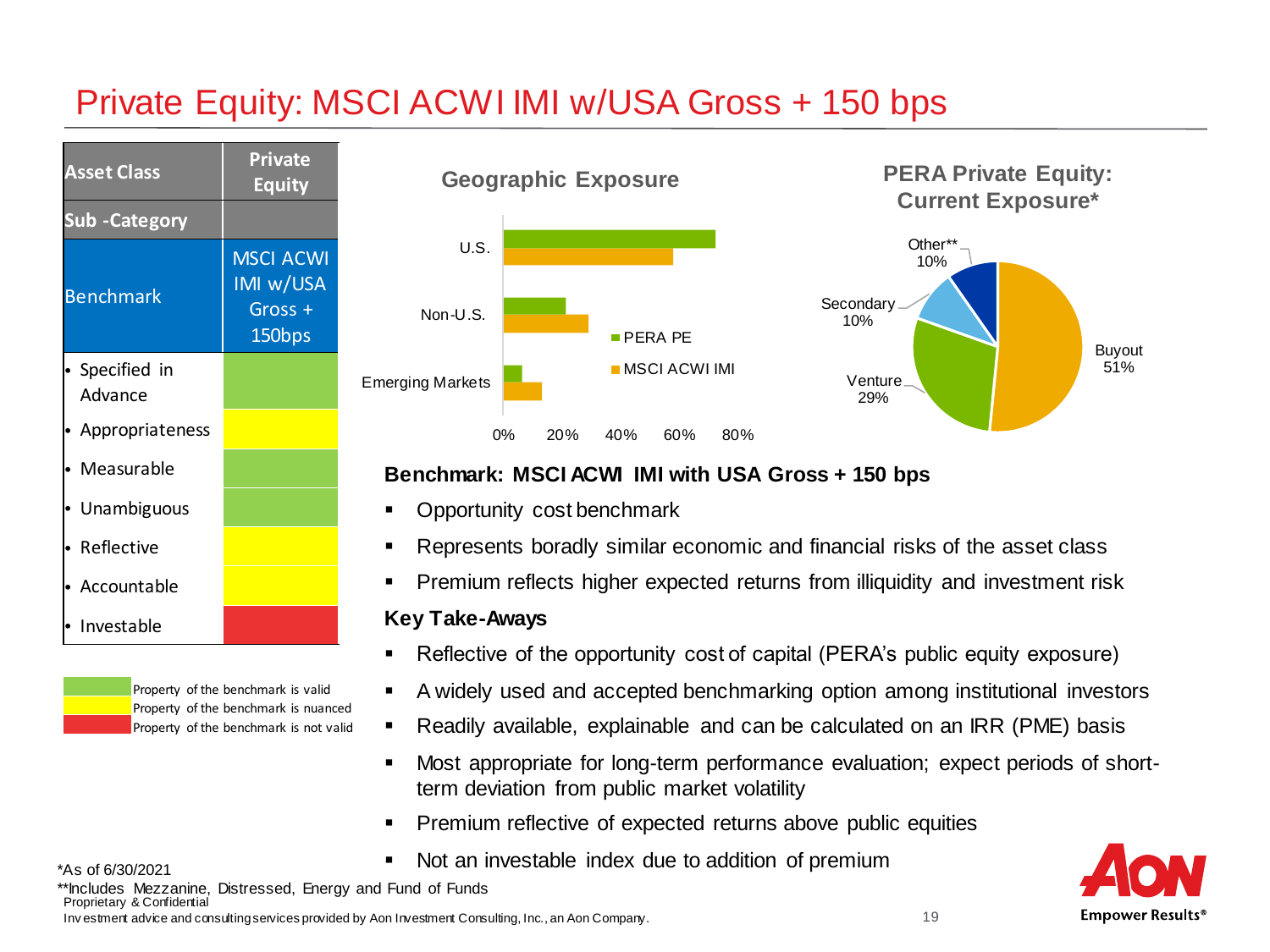# Private Equity: MSCI ACWI IMI w/USA Gross + 150 bps

| Asset Class | Private Equity |
|---|---|
| Sub -Category | |
| Benchmark | MSCI ACWI IMI w/USA Gross + 150bps |
| • Specified in Advance | (green) |
| • Appropriateness | (yellow) |
| • Measurable | (green) |
| • Unambiguous | (green) |
| • Reflective | (yellow) |
| • Accountable | (yellow) |
| • Investable | (red) |

- Green: Property of the benchmark is valid
- Yellow: Property of the benchmark is nuanced
- Red: Property of the benchmark is not valid

**Geographic Exposure**

- U.S.
- Non-U.S.
- Emerging Markets

Legend: PERA PE; MSCI ACWI IMI

Axis: 0%, 20%, 40%, 60%, 80%

**PERA Private Equity: Current Exposure***

- Buyout 51%
- Venture 29%
- Secondary 10%
- Other** 10%

**Benchmark: MSCI ACWI IMI with USA Gross + 150 bps**

- Opportunity cost benchmark
- Represents boradly similar economic and financial risks of the asset class
- Premium reflects higher expected returns from illiquidity and investment risk

**Key Take-Aways**

- Reflective of the opportunity cost of capital (PERA's public equity exposure)
- A widely used and accepted benchmarking option among institutional investors
- Readily available, explainable and can be calculated on an IRR (PME) basis
- Most appropriate for long-term performance evaluation; expect periods of short-term deviation from public market volatility
- Premium reflective of expected returns above public equities
- Not an investable index due to addition of premium

*As of 6/30/2021

**Includes Mezzanine, Distressed, Energy and Fund of Funds

Proprietary & Confidential

Investment advice and consulting services provided by Aon Investment Consulting, Inc., an Aon Company.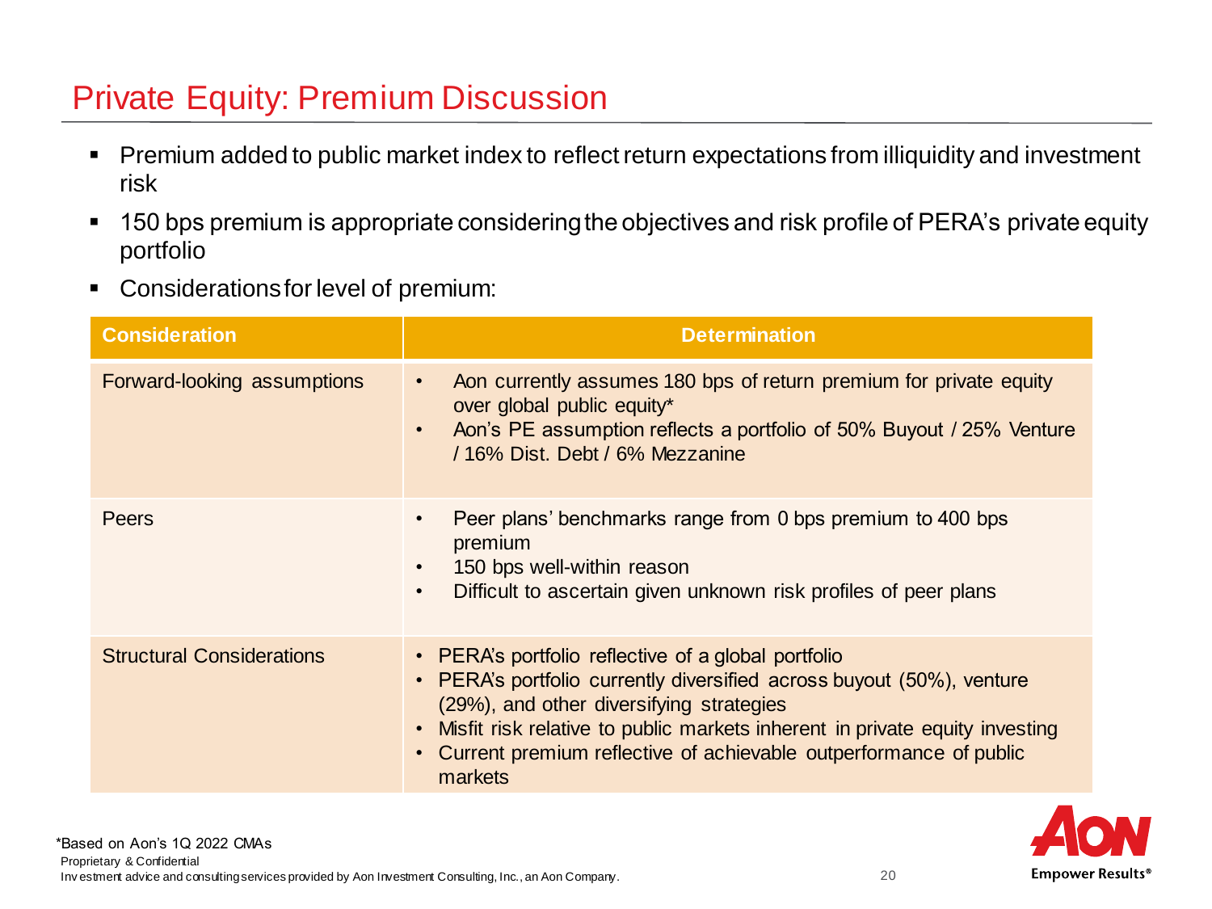# Private Equity: Premium Discussion

- Premium added to public market index to reflect return expectations from illiquidity and investment risk
- 150 bps premium is appropriate considering the objectives and risk profile of PERA's private equity portfolio
- Considerations for level of premium:

| Consideration | Determination |
|---|---|
| Forward-looking assumptions | • Aon currently assumes 180 bps of return premium for private equity over global public equity*<br>• Aon's PE assumption reflects a portfolio of 50% Buyout / 25% Venture / 16% Dist. Debt / 6% Mezzanine |
| Peers | • Peer plans' benchmarks range from 0 bps premium to 400 bps premium<br>• 150 bps well-within reason<br>• Difficult to ascertain given unknown risk profiles of peer plans |
| Structural Considerations | • PERA's portfolio reflective of a global portfolio<br>• PERA's portfolio currently diversified across buyout (50%), venture (29%), and other diversifying strategies<br>• Misfit risk relative to public markets inherent in private equity investing<br>• Current premium reflective of achievable outperformance of public markets |

*Based on Aon's 1Q 2022 CMAs

Proprietary & Confidential

Investment advice and consulting services provided by Aon Investment Consulting, Inc., an Aon Company.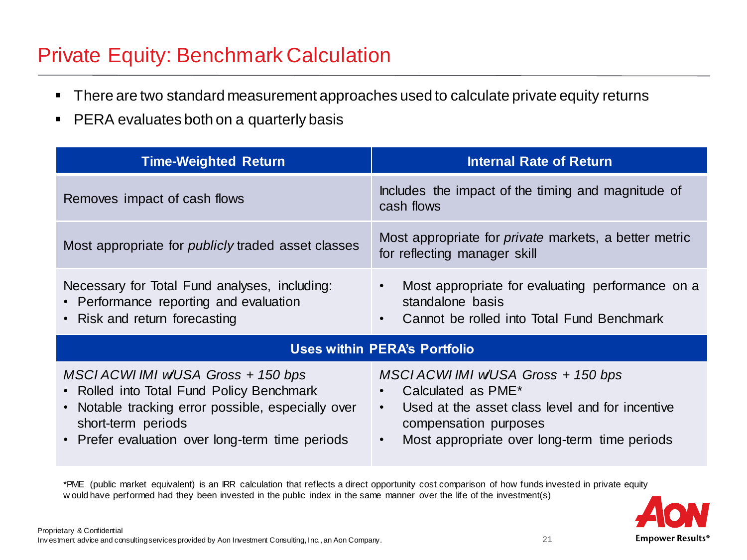# Private Equity: Benchmark Calculation

- There are two standard measurement approaches used to calculate private equity returns
- PERA evaluates both on a quarterly basis

| Time-Weighted Return | Internal Rate of Return |
|---|---|
| Removes impact of cash flows | Includes the impact of the timing and magnitude of cash flows |
| Most appropriate for *publicly* traded asset classes | Most appropriate for *private* markets, a better metric for reflecting manager skill |
| Necessary for Total Fund analyses, including:<br>• Performance reporting and evaluation<br>• Risk and return forecasting | • Most appropriate for evaluating performance on a standalone basis<br>• Cannot be rolled into Total Fund Benchmark |
| **Uses within PERA's Portfolio** | |
| *MSCI ACWI IMI w/USA Gross + 150 bps*<br>• Rolled into Total Fund Policy Benchmark<br>• Notable tracking error possible, especially over short-term periods<br>• Prefer evaluation over long-term time periods | *MSCI ACWI IMI w/USA Gross + 150 bps*<br>• Calculated as PME*<br>• Used at the asset class level and for incentive compensation purposes<br>• Most appropriate over long-term time periods |

*PME (public market equivalent) is an IRR calculation that reflects a direct opportunity cost comparison of how funds invested in private equity would have performed had they been invested in the public index in the same manner over the life of the investment(s)

Proprietary & Confidential
Investment advice and consulting services provided by Aon Investment Consulting, Inc., an Aon Company.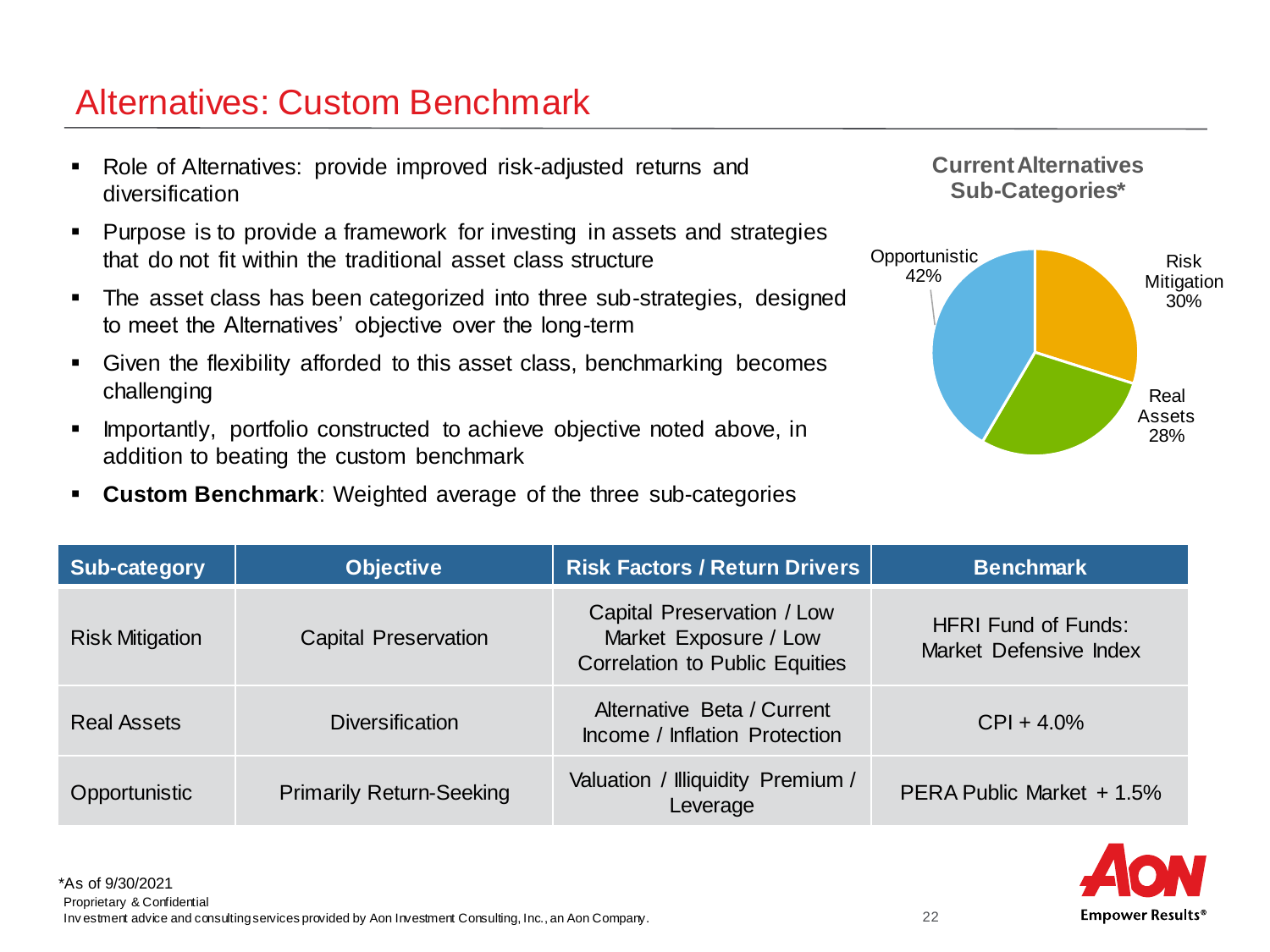# Alternatives: Custom Benchmark

- Role of Alternatives: provide improved risk-adjusted returns and diversification
- Purpose is to provide a framework for investing in assets and strategies that do not fit within the traditional asset class structure
- The asset class has been categorized into three sub-strategies, designed to meet the Alternatives' objective over the long-term
- Given the flexibility afforded to this asset class, benchmarking becomes challenging
- Importantly, portfolio constructed to achieve objective noted above, in addition to beating the custom benchmark
- **Custom Benchmark**: Weighted average of the three sub-categories

**Current Alternatives Sub-Categories***

- Opportunistic 42%
- Risk Mitigation 30%
- Real Assets 28%

| Sub-category | Objective | Risk Factors / Return Drivers | Benchmark |
|---|---|---|---|
| Risk Mitigation | Capital Preservation | Capital Preservation / Low Market Exposure / Low Correlation to Public Equities | HFRI Fund of Funds: Market Defensive Index |
| Real Assets | Diversification | Alternative Beta / Current Income / Inflation Protection | CPI + 4.0% |
| Opportunistic | Primarily Return-Seeking | Valuation / Illiquidity Premium / Leverage | PERA Public Market + 1.5% |

*As of 9/30/2021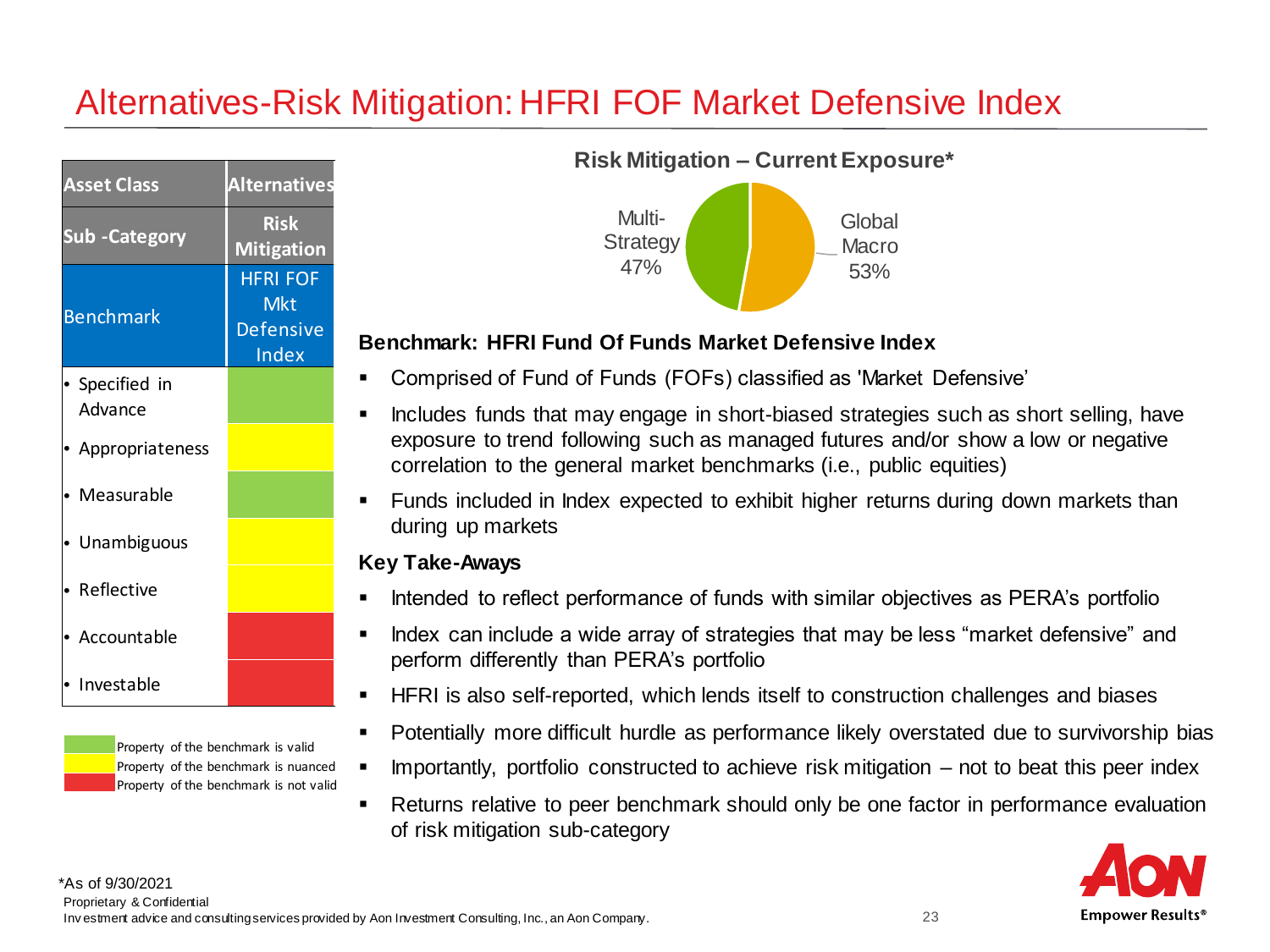# Alternatives-Risk Mitigation: HFRI FOF Market Defensive Index

| Asset Class | Alternatives |
|---|---|
| Sub -Category | Risk Mitigation |
| Benchmark | HFRI FOF Mkt Defensive Index |
| • Specified in Advance | Green |
| • Appropriateness | Yellow |
| • Measurable | Green |
| • Unambiguous | Yellow |
| • Reflective | Yellow |
| • Accountable | Red |
| • Investable | Red |

- Green: Property of the benchmark is valid
- Yellow: Property of the benchmark is nuanced
- Red: Property of the benchmark is not valid

**Risk Mitigation – Current Exposure***

- Multi-Strategy 47%
- Global Macro 53%

**Benchmark: HFRI Fund Of Funds Market Defensive Index**

- Comprised of Fund of Funds (FOFs) classified as 'Market Defensive'
- Includes funds that may engage in short-biased strategies such as short selling, have exposure to trend following such as managed futures and/or show a low or negative correlation to the general market benchmarks (i.e., public equities)
- Funds included in Index expected to exhibit higher returns during down markets than during up markets

**Key Take-Aways**

- Intended to reflect performance of funds with similar objectives as PERA's portfolio
- Index can include a wide array of strategies that may be less "market defensive" and perform differently than PERA's portfolio
- HFRI is also self-reported, which lends itself to construction challenges and biases
- Potentially more difficult hurdle as performance likely overstated due to survivorship bias
- Importantly, portfolio constructed to achieve risk mitigation – not to beat this peer index
- Returns relative to peer benchmark should only be one factor in performance evaluation of risk mitigation sub-category

*As of 9/30/2021

Proprietary & Confidential

Investment advice and consulting services provided by Aon Investment Consulting, Inc., an Aon Company.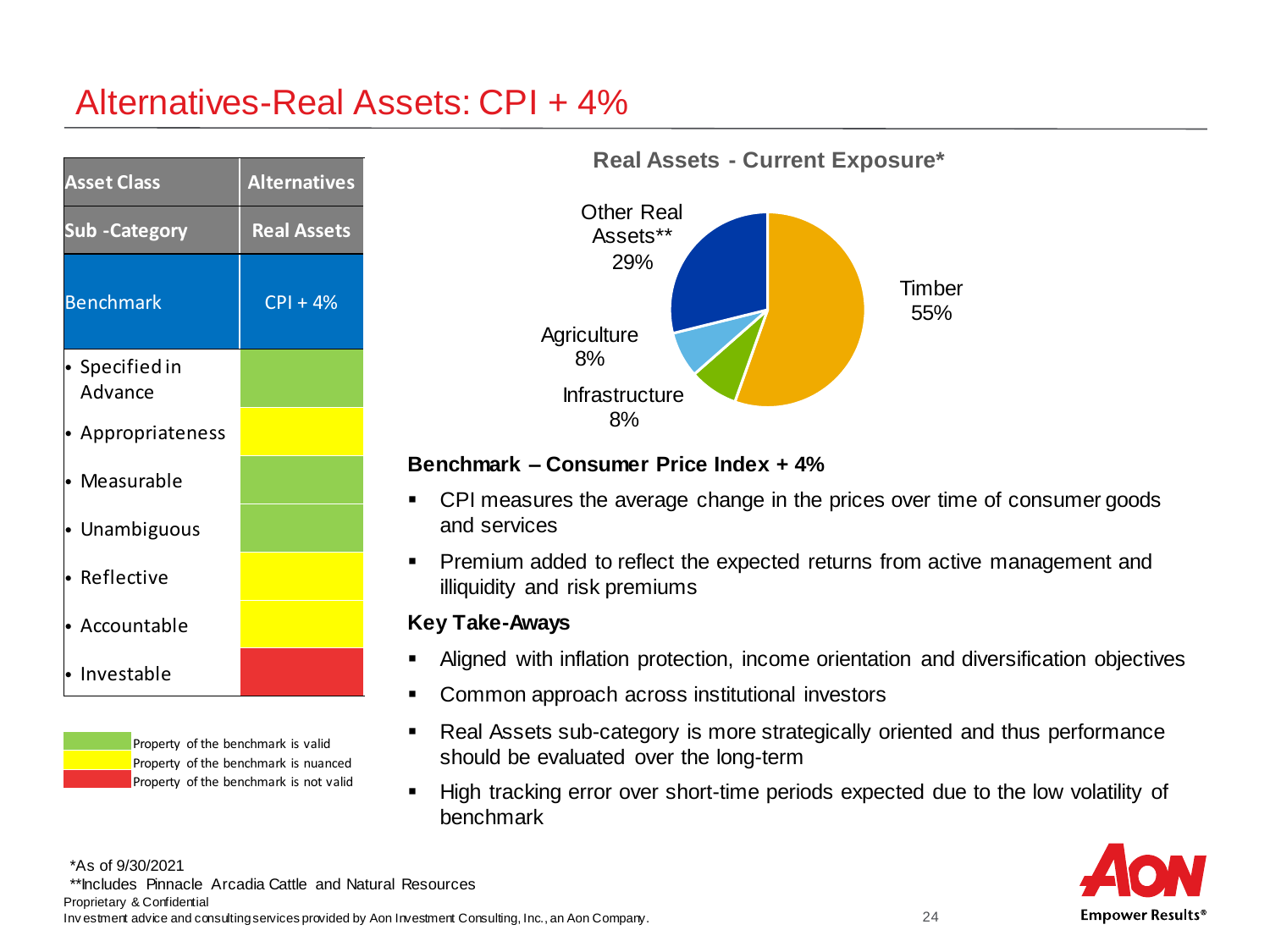# Alternatives-Real Assets: CPI + 4%

| Asset Class | Alternatives |
|---|---|
| Sub -Category | Real Assets |
| Benchmark | CPI + 4% |
| • Specified in Advance | Property of the benchmark is valid |
| • Appropriateness | Property of the benchmark is nuanced |
| • Measurable | Property of the benchmark is valid |
| • Unambiguous | Property of the benchmark is valid |
| • Reflective | Property of the benchmark is nuanced |
| • Accountable | Property of the benchmark is nuanced |
| • Investable | Property of the benchmark is not valid |

Legend:
- Green: Property of the benchmark is valid
- Yellow: Property of the benchmark is nuanced
- Red: Property of the benchmark is not valid

**Real Assets - Current Exposure***

| Category | Exposure |
|---|---|
| Timber | 55% |
| Other Real Assets** | 29% |
| Agriculture | 8% |
| Infrastructure | 8% |

**Benchmark – Consumer Price Index + 4%**

- CPI measures the average change in the prices over time of consumer goods and services
- Premium added to reflect the expected returns from active management and illiquidity and risk premiums

**Key Take-Aways**

- Aligned with inflation protection, income orientation and diversification objectives
- Common approach across institutional investors
- Real Assets sub-category is more strategically oriented and thus performance should be evaluated over the long-term
- High tracking error over short-time periods expected due to the low volatility of benchmark

*As of 9/30/2021

**Includes Pinnacle Arcadia Cattle and Natural Resources

Proprietary & Confidential

Investment advice and consulting services provided by Aon Investment Consulting, Inc., an Aon Company.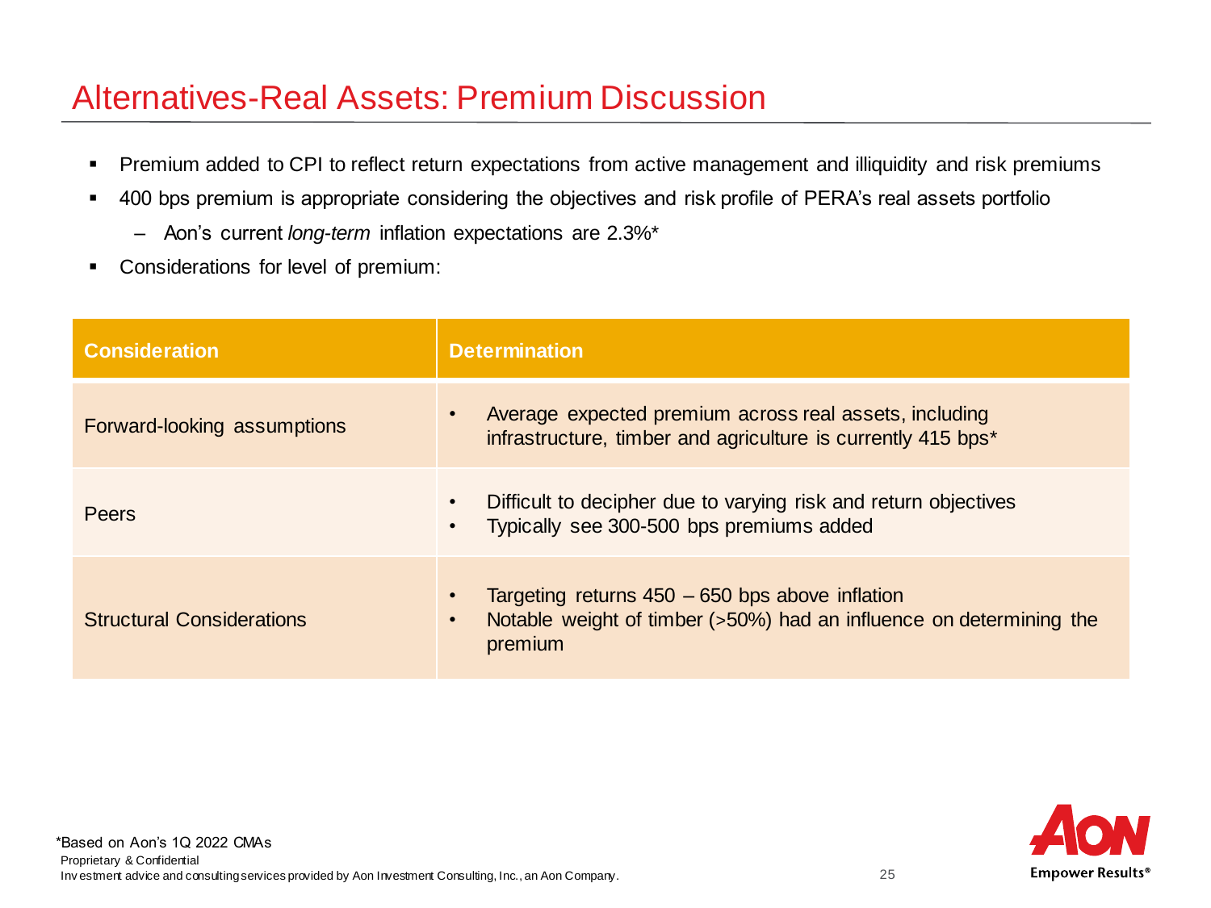# Alternatives-Real Assets: Premium Discussion

- Premium added to CPI to reflect return expectations from active management and illiquidity and risk premiums
- 400 bps premium is appropriate considering the objectives and risk profile of PERA's real assets portfolio
  - Aon's current *long-term* inflation expectations are 2.3%*
- Considerations for level of premium:

| Consideration | Determination |
|---|---|
| Forward-looking assumptions | • Average expected premium across real assets, including infrastructure, timber and agriculture is currently 415 bps* |
| Peers | • Difficult to decipher due to varying risk and return objectives<br>• Typically see 300-500 bps premiums added |
| Structural Considerations | • Targeting returns 450 – 650 bps above inflation<br>• Notable weight of timber (>50%) had an influence on determining the premium |

*Based on Aon's 1Q 2022 CMAs

Proprietary & Confidential

Investment advice and consulting services provided by Aon Investment Consulting, Inc., an Aon Company.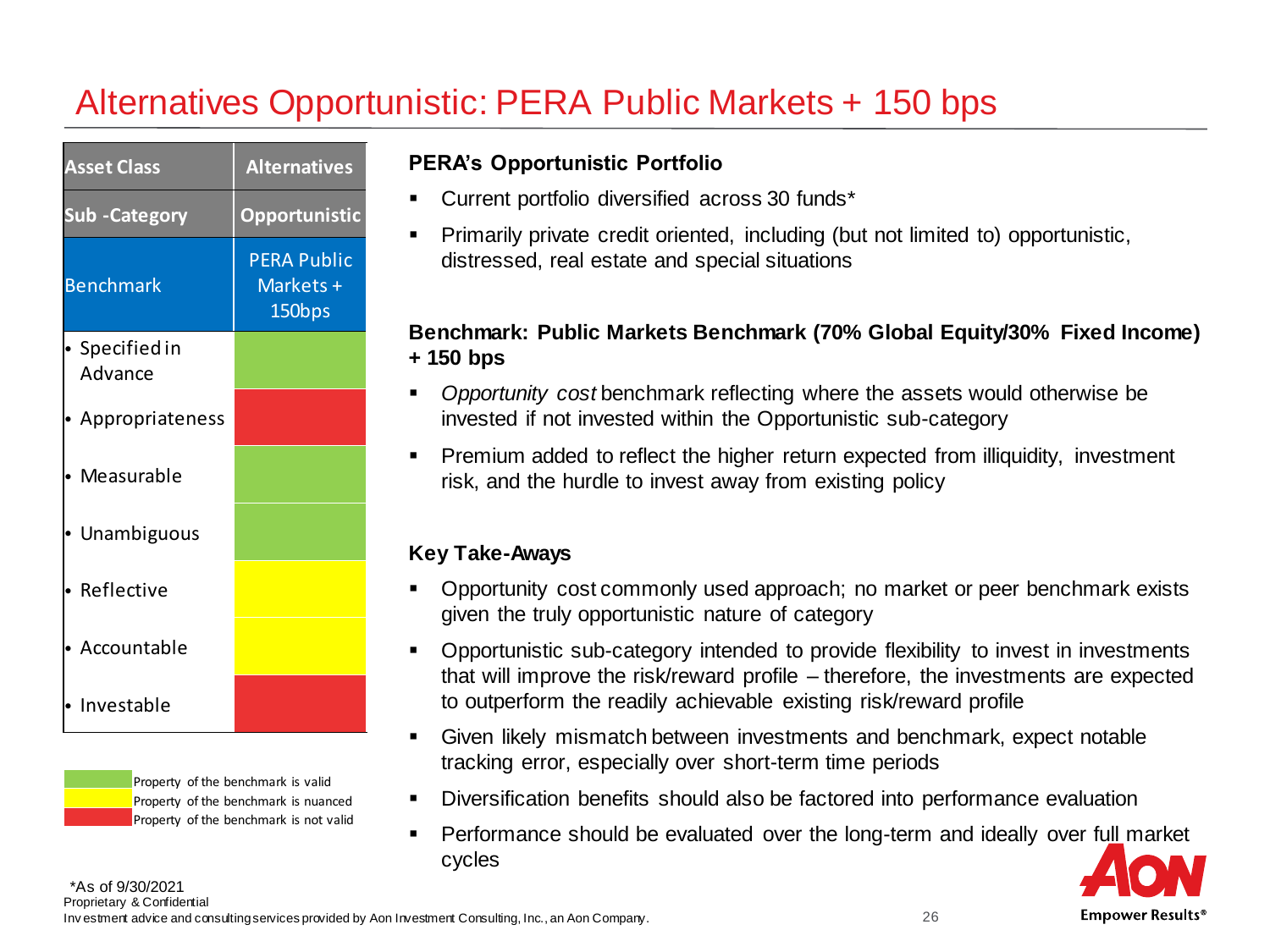# Alternatives Opportunistic: PERA Public Markets + 150 bps

| Asset Class | Alternatives |
|---|---|
| Sub -Category | Opportunistic |
| Benchmark | PERA Public Markets + 150bps |
| • Specified in Advance | Valid (green) |
| • Appropriateness | Not valid (red) |
| • Measurable | Valid (green) |
| • Unambiguous | Valid (green) |
| • Reflective | Nuanced (yellow) |
| • Accountable | Nuanced (yellow) |
| • Investable | Not valid (red) |

- Green: Property of the benchmark is valid
- Yellow: Property of the benchmark is nuanced
- Red: Property of the benchmark is not valid

### PERA's Opportunistic Portfolio

- Current portfolio diversified across 30 funds*
- Primarily private credit oriented, including (but not limited to) opportunistic, distressed, real estate and special situations

### Benchmark: Public Markets Benchmark (70% Global Equity/30% Fixed Income) + 150 bps

- *Opportunity cost* benchmark reflecting where the assets would otherwise be invested if not invested within the Opportunistic sub-category
- Premium added to reflect the higher return expected from illiquidity, investment risk, and the hurdle to invest away from existing policy

### Key Take-Aways

- Opportunity cost commonly used approach; no market or peer benchmark exists given the truly opportunistic nature of category
- Opportunistic sub-category intended to provide flexibility to invest in investments that will improve the risk/reward profile – therefore, the investments are expected to outperform the readily achievable existing risk/reward profile
- Given likely mismatch between investments and benchmark, expect notable tracking error, especially over short-term time periods
- Diversification benefits should also be factored into performance evaluation
- Performance should be evaluated over the long-term and ideally over full market cycles

*As of 9/30/2021

Proprietary & Confidential

Investment advice and consulting services provided by Aon Investment Consulting, Inc., an Aon Company.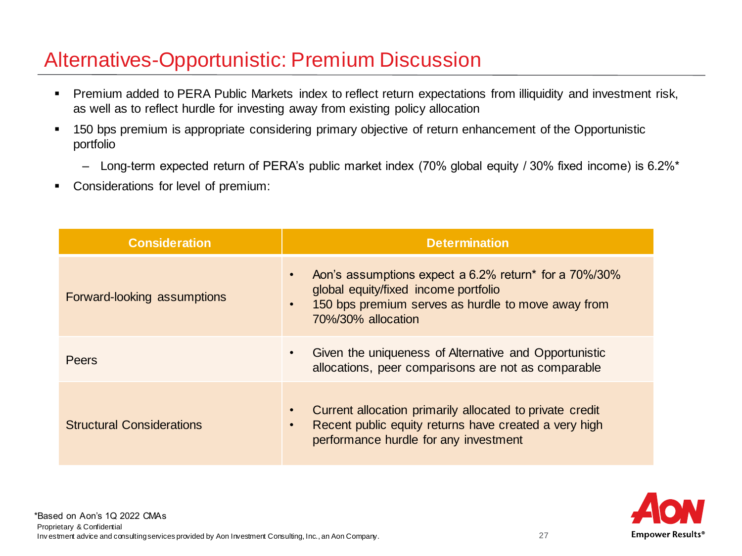# Alternatives-Opportunistic: Premium Discussion

- Premium added to PERA Public Markets index to reflect return expectations from illiquidity and investment risk, as well as to reflect hurdle for investing away from existing policy allocation
- 150 bps premium is appropriate considering primary objective of return enhancement of the Opportunistic portfolio
  - Long-term expected return of PERA's public market index (70% global equity / 30% fixed income) is 6.2%*
- Considerations for level of premium:

| Consideration | Determination |
|---|---|
| Forward-looking assumptions | • Aon's assumptions expect a 6.2% return* for a 70%/30% global equity/fixed income portfolio<br>• 150 bps premium serves as hurdle to move away from 70%/30% allocation |
| Peers | • Given the uniqueness of Alternative and Opportunistic allocations, peer comparisons are not as comparable |
| Structural Considerations | • Current allocation primarily allocated to private credit<br>• Recent public equity returns have created a very high performance hurdle for any investment |

*Based on Aon's 1Q 2022 CMAs

Proprietary & Confidential

Investment advice and consulting services provided by Aon Investment Consulting, Inc., an Aon Company.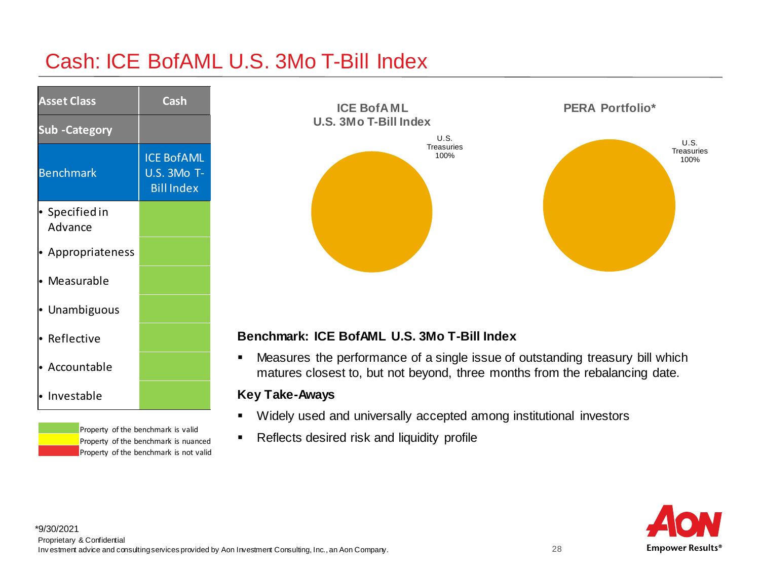# Cash: ICE BofAML U.S. 3Mo T-Bill Index

| Asset Class | Cash |
|---|---|
| Sub -Category | |
| Benchmark | ICE BofAML U.S. 3Mo T-Bill Index |
| • Specified in Advance | Valid |
| • Appropriateness | Valid |
| • Measurable | Valid |
| • Unambiguous | Valid |
| • Reflective | Valid |
| • Accountable | Valid |
| • Investable | Valid |

Property of the benchmark is valid (green)
Property of the benchmark is nuanced (yellow)
Property of the benchmark is not valid (red)

**ICE BofAML U.S. 3Mo T-Bill Index**

U.S. Treasuries 100%

**PERA Portfolio***

U.S. Treasuries 100%

**Benchmark: ICE BofAML U.S. 3Mo T-Bill Index**

- Measures the performance of a single issue of outstanding treasury bill which matures closest to, but not beyond, three months from the rebalancing date.

**Key Take-Aways**

- Widely used and universally accepted among institutional investors
- Reflects desired risk and liquidity profile

*9/30/2021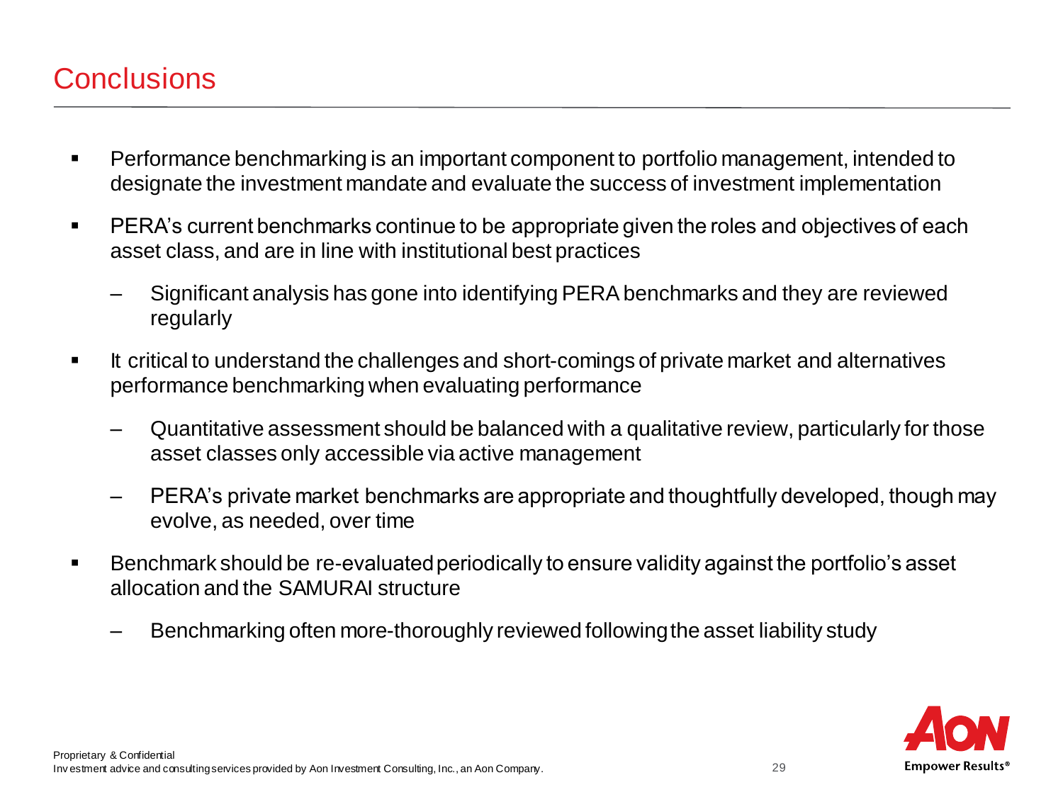# Conclusions

- Performance benchmarking is an important component to portfolio management, intended to designate the investment mandate and evaluate the success of investment implementation
- PERA's current benchmarks continue to be appropriate given the roles and objectives of each asset class, and are in line with institutional best practices
  - Significant analysis has gone into identifying PERA benchmarks and they are reviewed regularly
- It critical to understand the challenges and short-comings of private market and alternatives performance benchmarking when evaluating performance
  - Quantitative assessment should be balanced with a qualitative review, particularly for those asset classes only accessible via active management
  - PERA's private market benchmarks are appropriate and thoughtfully developed, though may evolve, as needed, over time
- Benchmark should be re-evaluated periodically to ensure validity against the portfolio's asset allocation and the SAMURAI structure
  - Benchmarking often more-thoroughly reviewed following the asset liability study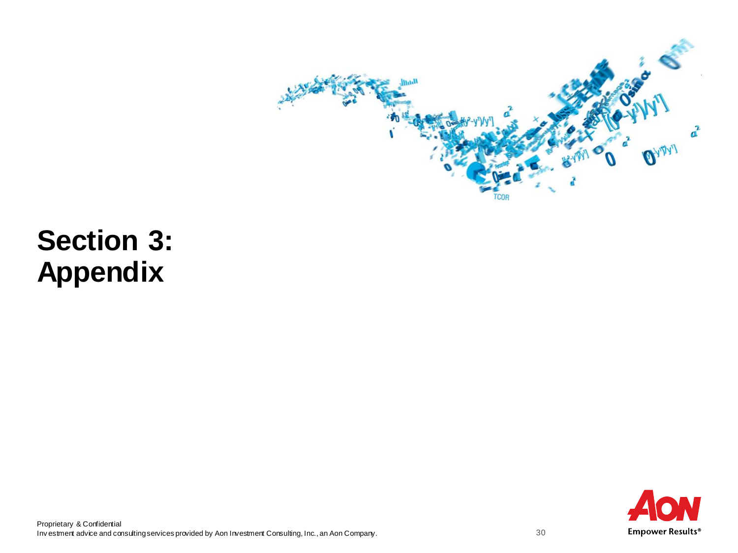# Section 3: Appendix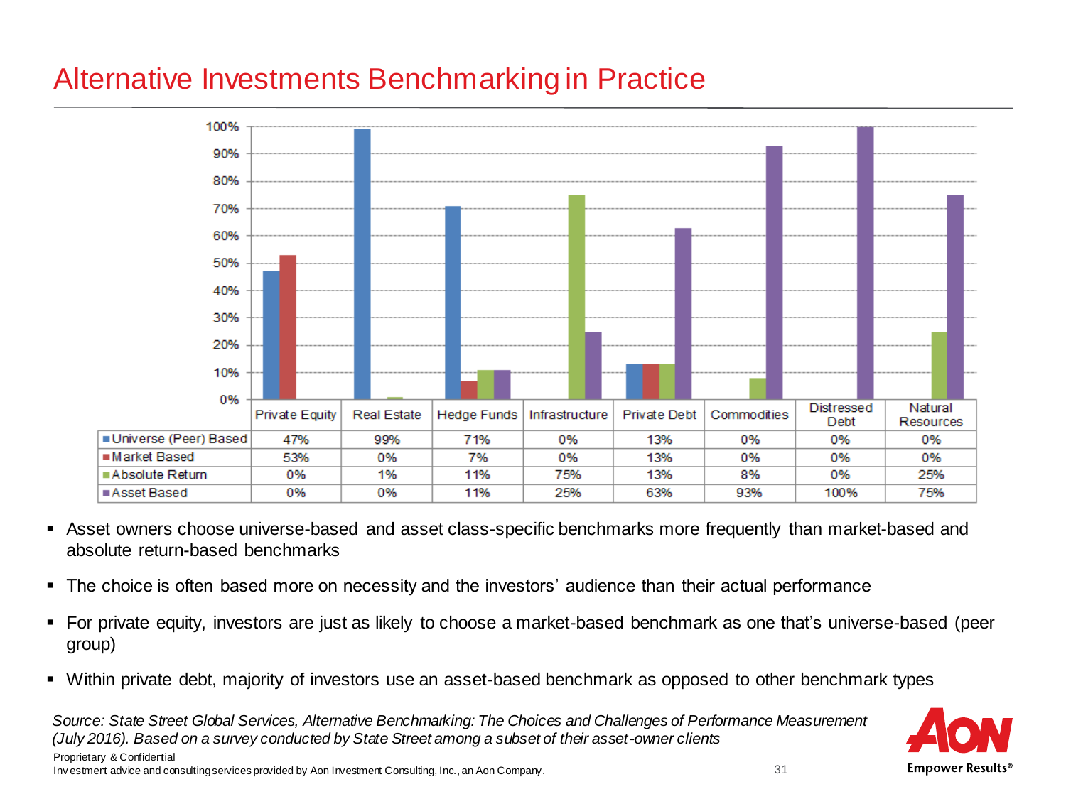# Alternative Investments Benchmarking in Practice

| | Private Equity | Real Estate | Hedge Funds | Infrastructure | Private Debt | Commodities | Distressed Debt | Natural Resources |
|---|---|---|---|---|---|---|---|---|
| Universe (Peer) Based | 47% | 99% | 71% | 0% | 13% | 0% | 0% | 0% |
| Market Based | 53% | 0% | 7% | 0% | 13% | 0% | 0% | 0% |
| Absolute Return | 0% | 1% | 11% | 75% | 13% | 8% | 0% | 25% |
| Asset Based | 0% | 0% | 11% | 25% | 63% | 93% | 100% | 75% |

- Asset owners choose universe-based and asset class-specific benchmarks more frequently than market-based and absolute return-based benchmarks
- The choice is often based more on necessity and the investors' audience than their actual performance
- For private equity, investors are just as likely to choose a market-based benchmark as one that's universe-based (peer group)
- Within private debt, majority of investors use an asset-based benchmark as opposed to other benchmark types

*Source: State Street Global Services, Alternative Benchmarking: The Choices and Challenges of Performance Measurement (July 2016). Based on a survey conducted by State Street among a subset of their asset-owner clients*

Proprietary & Confidential

Investment advice and consulting services provided by Aon Investment Consulting, Inc., an Aon Company.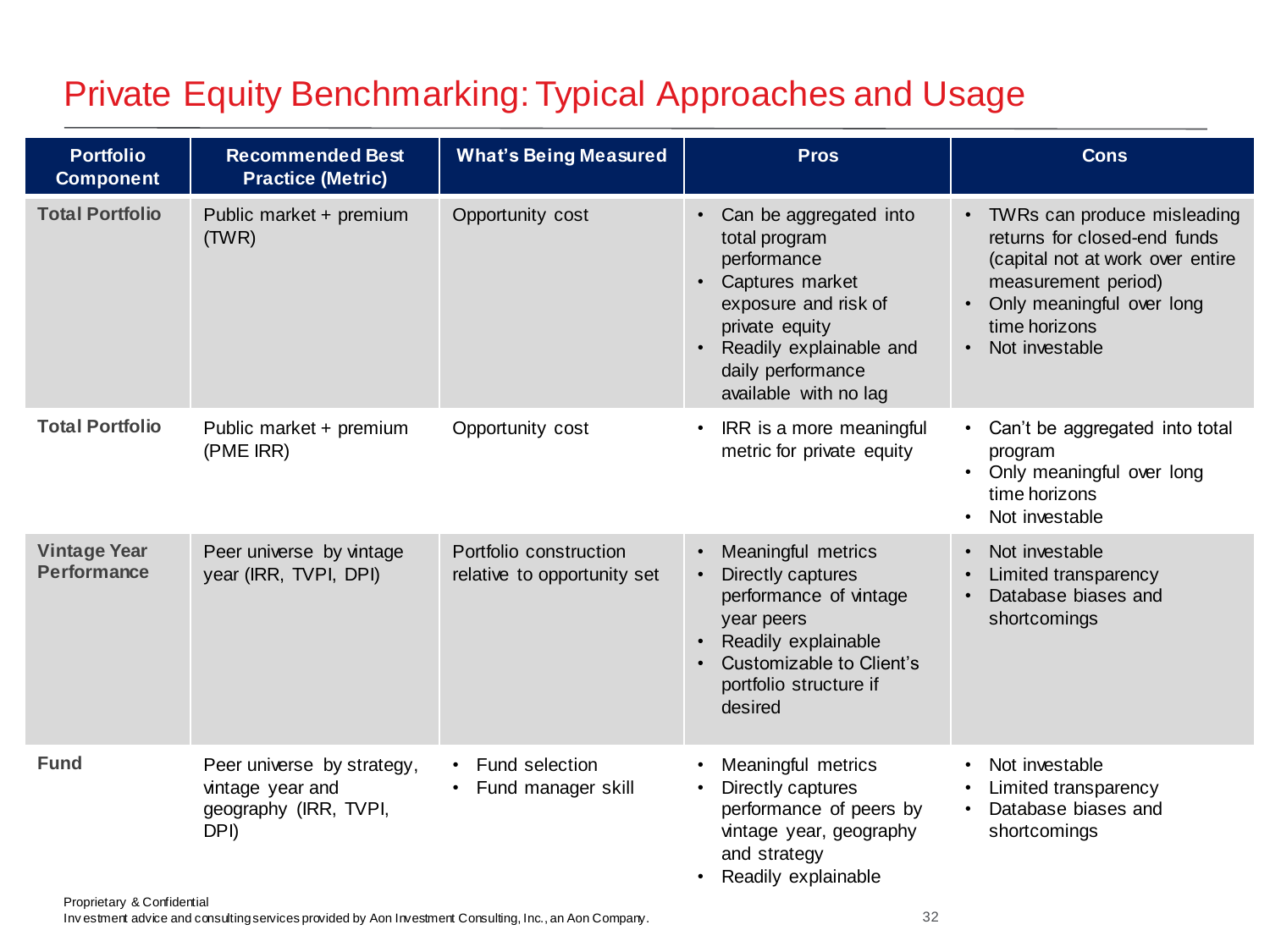# Private Equity Benchmarking: Typical Approaches and Usage

| Portfolio Component | Recommended Best Practice (Metric) | What's Being Measured | Pros | Cons |
|---|---|---|---|---|
| **Total Portfolio** | Public market + premium (TWR) | Opportunity cost | • Can be aggregated into total program performance<br>• Captures market exposure and risk of private equity<br>• Readily explainable and daily performance available with no lag | • TWRs can produce misleading returns for closed-end funds (capital not at work over entire measurement period)<br>• Only meaningful over long time horizons<br>• Not investable |
| **Total Portfolio** | Public market + premium (PME IRR) | Opportunity cost | • IRR is a more meaningful metric for private equity | • Can't be aggregated into total program<br>• Only meaningful over long time horizons<br>• Not investable |
| **Vintage Year Performance** | Peer universe by vintage year (IRR, TVPI, DPI) | Portfolio construction relative to opportunity set | • Meaningful metrics<br>• Directly captures performance of vintage year peers<br>• Readily explainable<br>• Customizable to Client's portfolio structure if desired | • Not investable<br>• Limited transparency<br>• Database biases and shortcomings |
| **Fund** | Peer universe by strategy, vintage year and geography (IRR, TVPI, DPI) | • Fund selection<br>• Fund manager skill | • Meaningful metrics<br>• Directly captures performance of peers by vintage year, geography and strategy<br>• Readily explainable | • Not investable<br>• Limited transparency<br>• Database biases and shortcomings |

Proprietary & Confidential
Investment advice and consulting services provided by Aon Investment Consulting, Inc., an Aon Company.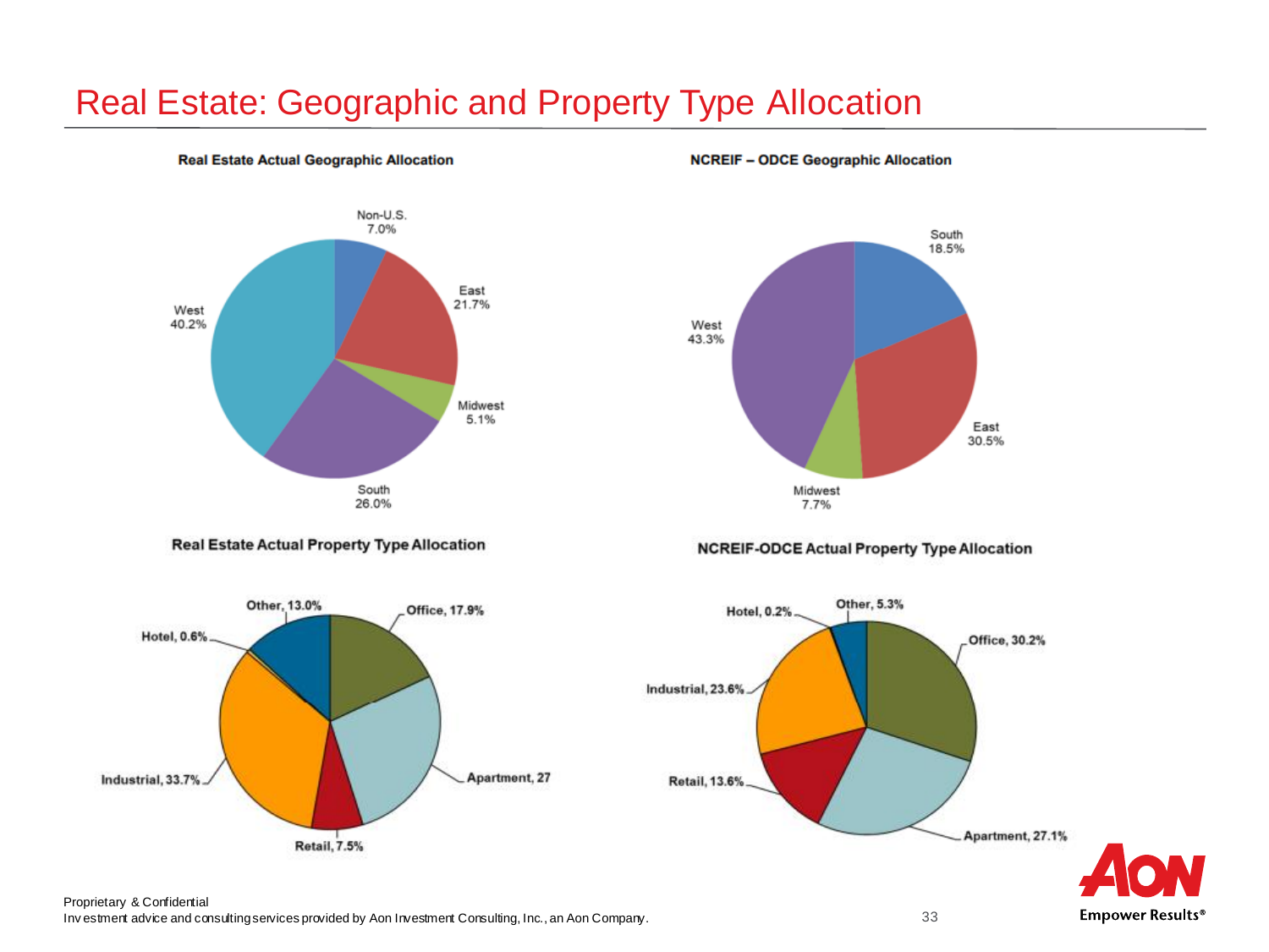# Real Estate: Geographic and Property Type Allocation

### Real Estate Actual Geographic Allocation

| Region | Allocation |
|---|---|
| Non-U.S. | 7.0% |
| East | 21.7% |
| Midwest | 5.1% |
| South | 26.0% |
| West | 40.2% |

### NCREIF – ODCE Geographic Allocation

| Region | Allocation |
|---|---|
| South | 18.5% |
| East | 30.5% |
| Midwest | 7.7% |
| West | 43.3% |

### Real Estate Actual Property Type Allocation

| Property Type | Allocation |
|---|---|
| Office | 17.9% |
| Apartment | 27 |
| Retail | 7.5% |
| Industrial | 33.7% |
| Hotel | 0.6% |
| Other | 13.0% |

### NCREIF-ODCE Actual Property Type Allocation

| Property Type | Allocation |
|---|---|
| Office | 30.2% |
| Apartment | 27.1% |
| Retail | 13.6% |
| Industrial | 23.6% |
| Hotel | 0.2% |
| Other | 5.3% |

Proprietary & Confidential
Investment advice and consulting services provided by Aon Investment Consulting, Inc., an Aon Company.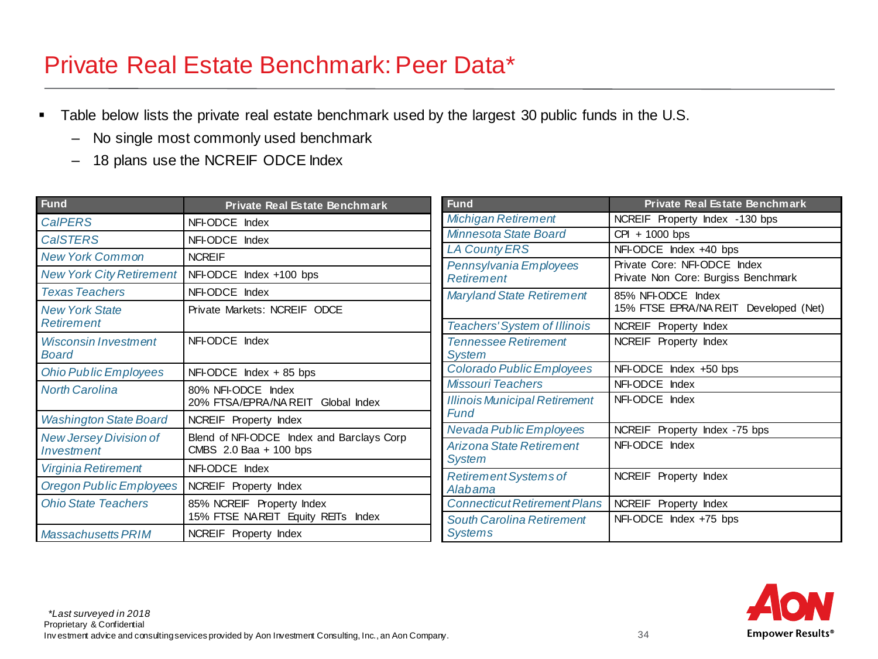# Private Real Estate Benchmark: Peer Data*

- Table below lists the private real estate benchmark used by the largest 30 public funds in the U.S.
  - No single most commonly used benchmark
  - 18 plans use the NCREIF ODCE Index

| Fund | Private Real Estate Benchmark |
|---|---|
| *CalPERS* | NFI-ODCE Index |
| *CalSTERS* | NFI-ODCE Index |
| *New York Common* | NCREIF |
| *New York City Retirement* | NFI-ODCE Index +100 bps |
| *Texas Teachers* | NFI-ODCE Index |
| *New York State Retirement* | Private Markets: NCREIF ODCE |
| *Wisconsin Investment Board* | NFI-ODCE Index |
| *Ohio Public Employees* | NFI-ODCE Index + 85 bps |
| *North Carolina* | 80% NFI-ODCE Index<br>20% FTSA/EPRA/NAREIT Global Index |
| *Washington State Board* | NCREIF Property Index |
| *New Jersey Division of Investment* | Blend of NFI-ODCE Index and Barclays Corp CMBS 2.0 Baa + 100 bps |
| *Virginia Retirement* | NFI-ODCE Index |
| *Oregon Public Employees* | NCREIF Property Index |
| *Ohio State Teachers* | 85% NCREIF Property Index<br>15% FTSE NAREIT Equity REITs Index |
| *Massachusetts PRIM* | NCREIF Property Index |

| Fund | Private Real Estate Benchmark |
|---|---|
| *Michigan Retirement* | NCREIF Property Index -130 bps |
| *Minnesota State Board* | CPI + 1000 bps |
| *LA County ERS* | NFI-ODCE Index +40 bps |
| *Pennsylvania Employees Retirement* | Private Core: NFI-ODCE Index<br>Private Non Core: Burgiss Benchmark |
| *Maryland State Retirement* | 85% NFI-ODCE Index<br>15% FTSE EPRA/NAREIT Developed (Net) |
| *Teachers' System of Illinois* | NCREIF Property Index |
| *Tennessee Retirement System* | NCREIF Property Index |
| *Colorado Public Employees* | NFI-ODCE Index +50 bps |
| *Missouri Teachers* | NFI-ODCE Index |
| *Illinois Municipal Retirement Fund* | NFI-ODCE Index |
| *Nevada Public Employees* | NCREIF Property Index -75 bps |
| *Arizona State Retirement System* | NFI-ODCE Index |
| *Retirement Systems of Alabama* | NCREIF Property Index |
| *Connecticut Retirement Plans* | NCREIF Property Index |
| *South Carolina Retirement Systems* | NFI-ODCE Index +75 bps |

*\*Last surveyed in 2018*

Proprietary & Confidential

Investment advice and consulting services provided by Aon Investment Consulting, Inc., an Aon Company.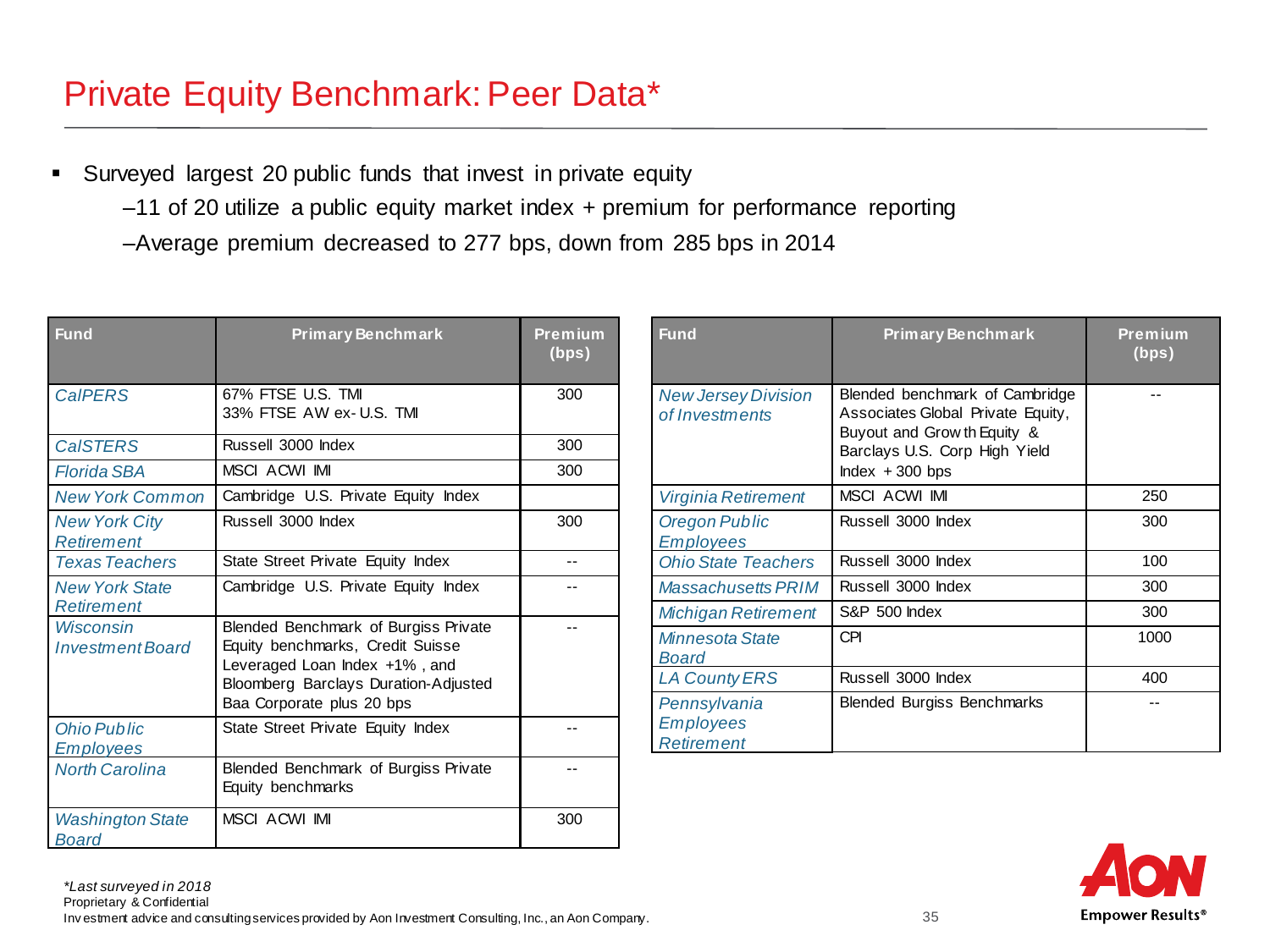# Private Equity Benchmark: Peer Data*

- Surveyed largest 20 public funds that invest in private equity
  - 11 of 20 utilize a public equity market index + premium for performance reporting
  - Average premium decreased to 277 bps, down from 285 bps in 2014

| Fund | Primary Benchmark | Premium (bps) |
|---|---|---|
| *CalPERS* | 67% FTSE U.S. TMI<br>33% FTSE AW ex-U.S. TMI | 300 |
| *CalSTERS* | Russell 3000 Index | 300 |
| *Florida SBA* | MSCI ACWI IMI | 300 |
| *New York Common* | Cambridge U.S. Private Equity Index | |
| *New York City Retirement* | Russell 3000 Index | 300 |
| *Texas Teachers* | State Street Private Equity Index | -- |
| *New York State Retirement* | Cambridge U.S. Private Equity Index | -- |
| *Wisconsin Investment Board* | Blended Benchmark of Burgiss Private Equity benchmarks, Credit Suisse Leveraged Loan Index +1%, and Bloomberg Barclays Duration-Adjusted Baa Corporate plus 20 bps | -- |
| *Ohio Public Employees* | State Street Private Equity Index | -- |
| *North Carolina* | Blended Benchmark of Burgiss Private Equity benchmarks | -- |
| *Washington State Board* | MSCI ACWI IMI | 300 |

| Fund | Primary Benchmark | Premium (bps) |
|---|---|---|
| *New Jersey Division of Investments* | Blended benchmark of Cambridge Associates Global Private Equity, Buyout and Growth Equity & Barclays U.S. Corp High Yield Index + 300 bps | -- |
| *Virginia Retirement* | MSCI ACWI IMI | 250 |
| *Oregon Public Employees* | Russell 3000 Index | 300 |
| *Ohio State Teachers* | Russell 3000 Index | 100 |
| *Massachusetts PRIM* | Russell 3000 Index | 300 |
| *Michigan Retirement* | S&P 500 Index | 300 |
| *Minnesota State Board* | CPI | 1000 |
| *LA County ERS* | Russell 3000 Index | 400 |
| *Pennsylvania Employees Retirement* | Blended Burgiss Benchmarks | -- |

*\*Last surveyed in 2018*

Proprietary & Confidential

Investment advice and consulting services provided by Aon Investment Consulting, Inc., an Aon Company.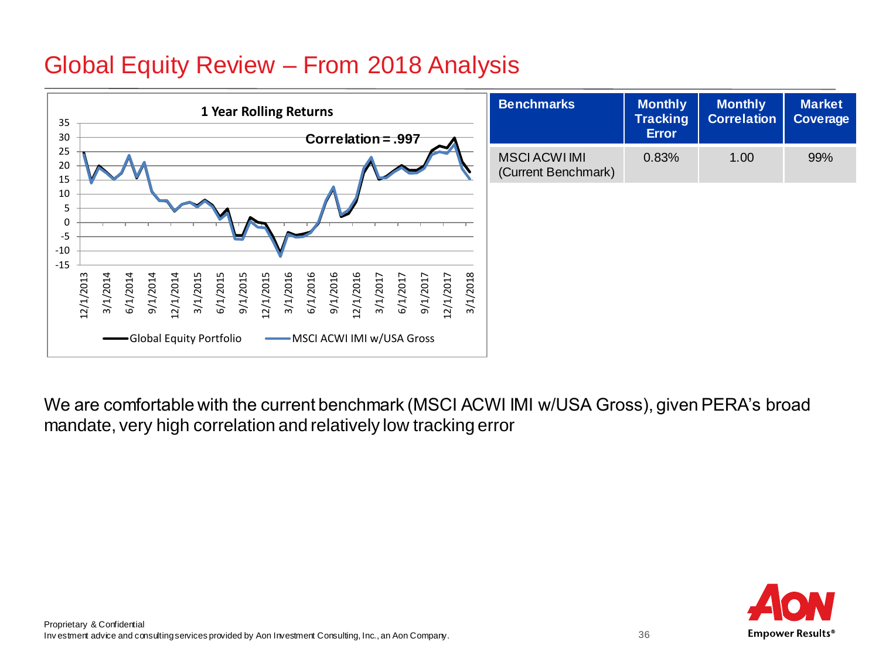# Global Equity Review – From 2018 Analysis

**1 Year Rolling Returns**

Correlation = .997

Global Equity Portfolio — MSCI ACWI IMI w/USA Gross

| Benchmarks | Monthly Tracking Error | Monthly Correlation | Market Coverage |
|---|---|---|---|
| MSCI ACWI IMI (Current Benchmark) | 0.83% | 1.00 | 99% |

We are comfortable with the current benchmark (MSCI ACWI IMI w/USA Gross), given PERA's broad mandate, very high correlation and relatively low tracking error

Proprietary & Confidential
Investment advice and consulting services provided by Aon Investment Consulting, Inc., an Aon Company.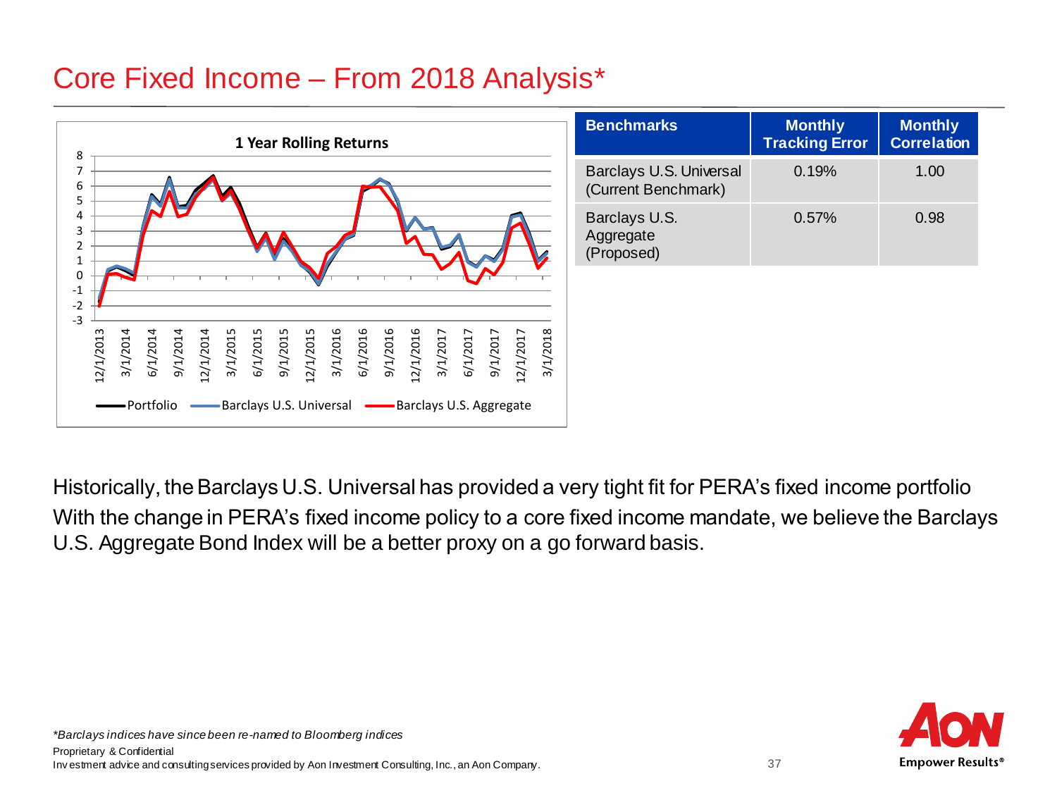# Core Fixed Income – From 2018 Analysis*

| Benchmarks | Monthly Tracking Error | Monthly Correlation |
| --- | --- | --- |
| Barclays U.S. Universal (Current Benchmark) | 0.19% | 1.00 |
| Barclays U.S. Aggregate (Proposed) | 0.57% | 0.98 |

Historically, the Barclays U.S. Universal has provided a very tight fit for PERA's fixed income portfolio

With the change in PERA's fixed income policy to a core fixed income mandate, we believe the Barclays U.S. Aggregate Bond Index will be a better proxy on a go forward basis.

*\*Barclays indices have since been re-named to Bloomberg indices*

Proprietary & Confidential

Investment advice and consulting services provided by Aon Investment Consulting, Inc., an Aon Company.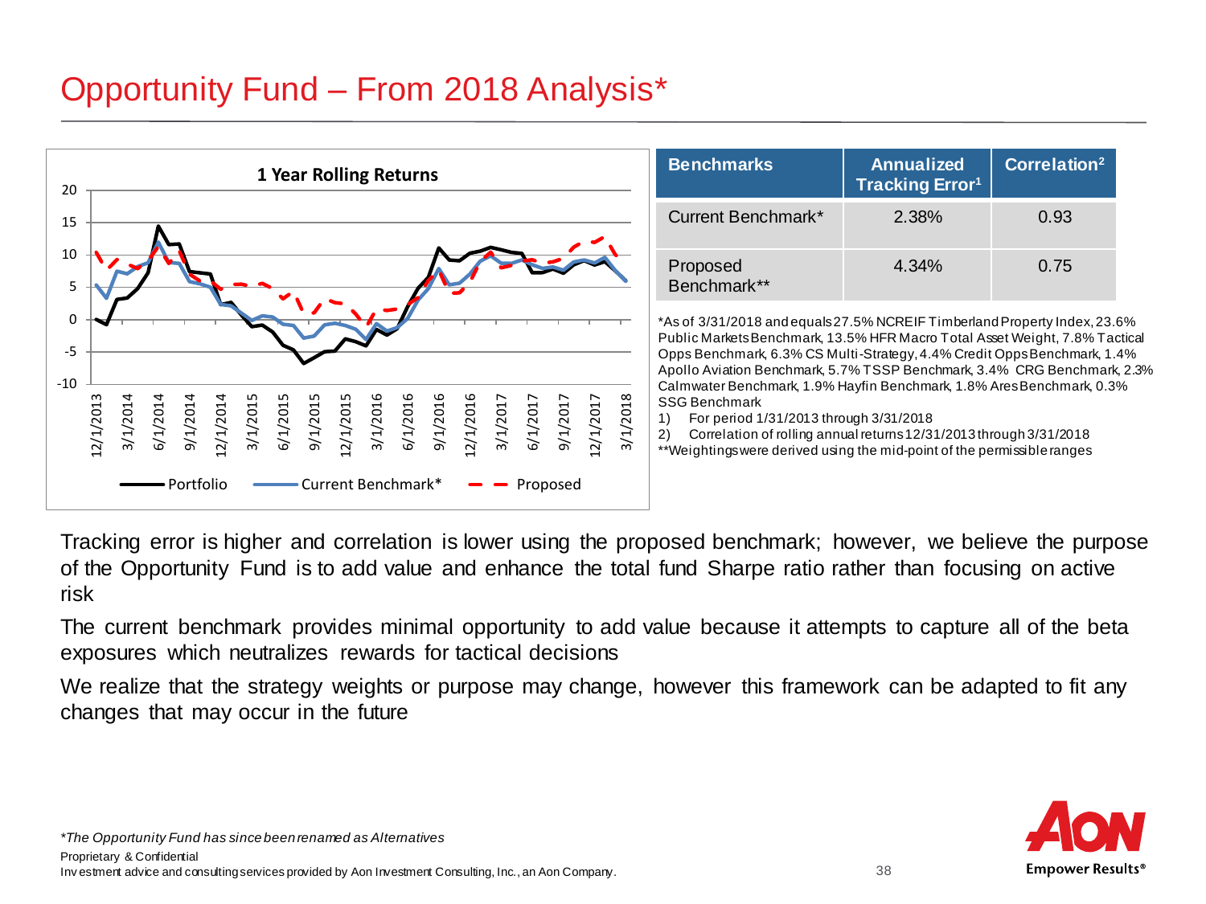# Opportunity Fund – From 2018 Analysis*

**1 Year Rolling Returns**

| Benchmarks | Annualized Tracking Error[1] | Correlation[2] |
|---|---|---|
| Current Benchmark* | 2.38% | 0.93 |
| Proposed Benchmark** | 4.34% | 0.75 |

*As of 3/31/2018 and equals 27.5% NCREIF Timberland Property Index, 23.6% Public Markets Benchmark, 13.5% HFR Macro Total Asset Weight, 7.8% Tactical Opps Benchmark, 6.3% CS Multi-Strategy, 4.4% Credit Opps Benchmark, 1.4% Apollo Aviation Benchmark, 5.7% TSSP Benchmark, 3.4% CRG Benchmark, 2.3% Calmwater Benchmark, 1.9% Hayfin Benchmark, 1.8% Ares Benchmark, 0.3% SSG Benchmark

1) For period 1/31/2013 through 3/31/2018

2) Correlation of rolling annual returns 12/31/2013 through 3/31/2018

**Weightings were derived using the mid-point of the permissible ranges

Tracking error is higher and correlation is lower using the proposed benchmark; however, we believe the purpose of the Opportunity Fund is to add value and enhance the total fund Sharpe ratio rather than focusing on active risk

The current benchmark provides minimal opportunity to add value because it attempts to capture all of the beta exposures which neutralizes rewards for tactical decisions

We realize that the strategy weights or purpose may change, however this framework can be adapted to fit any changes that may occur in the future

*The Opportunity Fund has since been renamed as Alternatives*

Proprietary & Confidential

Investment advice and consulting services provided by Aon Investment Consulting, Inc., an Aon Company.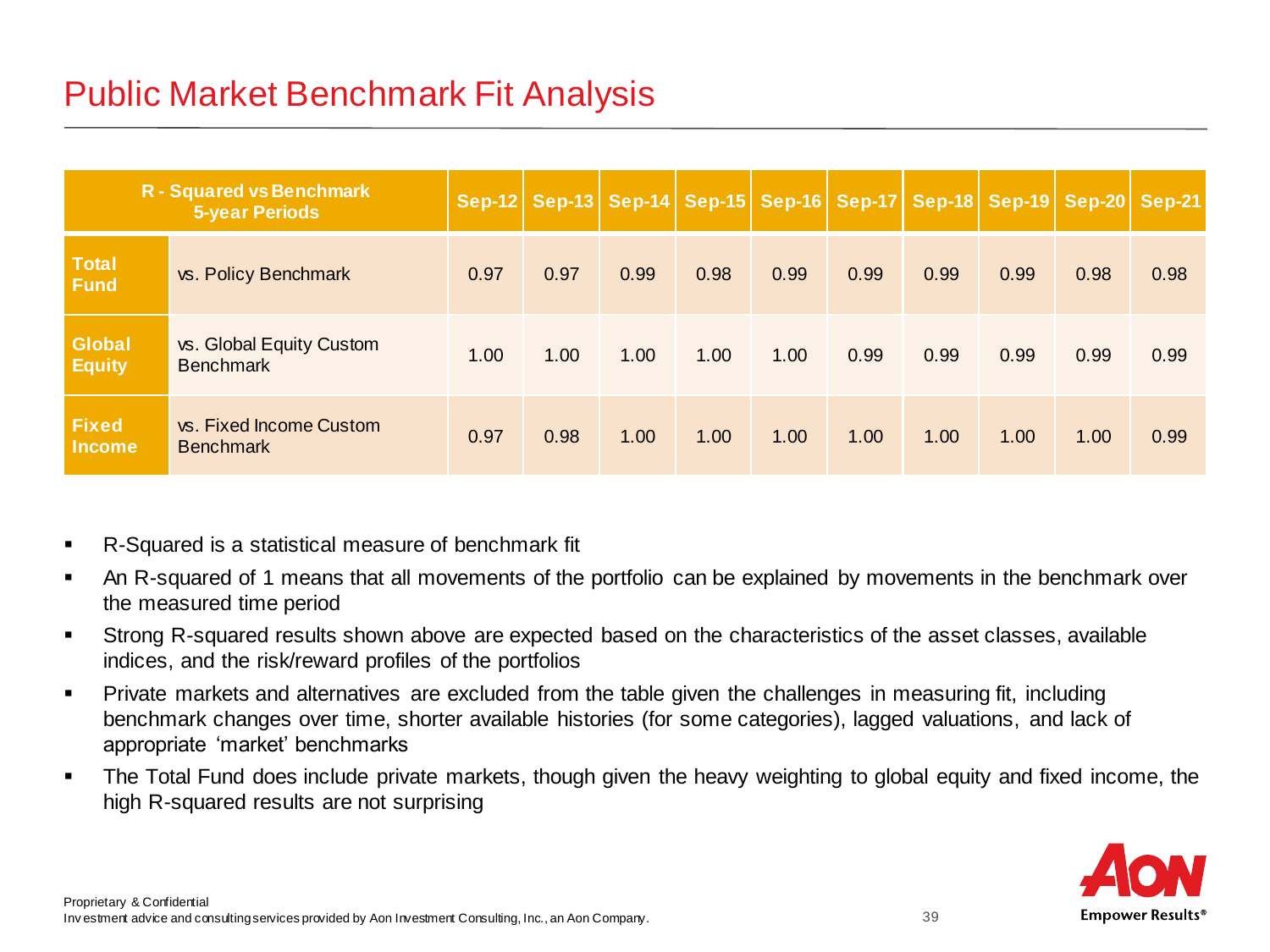# Public Market Benchmark Fit Analysis

| R - Squared vs Benchmark 5-year Periods | | Sep-12 | Sep-13 | Sep-14 | Sep-15 | Sep-16 | Sep-17 | Sep-18 | Sep-19 | Sep-20 | Sep-21 |
|---|---|---|---|---|---|---|---|---|---|---|---|
| **Total Fund** | vs. Policy Benchmark | 0.97 | 0.97 | 0.99 | 0.98 | 0.99 | 0.99 | 0.99 | 0.99 | 0.98 | 0.98 |
| **Global Equity** | vs. Global Equity Custom Benchmark | 1.00 | 1.00 | 1.00 | 1.00 | 1.00 | 0.99 | 0.99 | 0.99 | 0.99 | 0.99 |
| **Fixed Income** | vs. Fixed Income Custom Benchmark | 0.97 | 0.98 | 1.00 | 1.00 | 1.00 | 1.00 | 1.00 | 1.00 | 1.00 | 0.99 |

- R-Squared is a statistical measure of benchmark fit
- An R-squared of 1 means that all movements of the portfolio can be explained by movements in the benchmark over the measured time period
- Strong R-squared results shown above are expected based on the characteristics of the asset classes, available indices, and the risk/reward profiles of the portfolios
- Private markets and alternatives are excluded from the table given the challenges in measuring fit, including benchmark changes over time, shorter available histories (for some categories), lagged valuations, and lack of appropriate 'market' benchmarks
- The Total Fund does include private markets, though given the heavy weighting to global equity and fixed income, the high R-squared results are not surprising

Proprietary & Confidential
Investment advice and consulting services provided by Aon Investment Consulting, Inc., an Aon Company.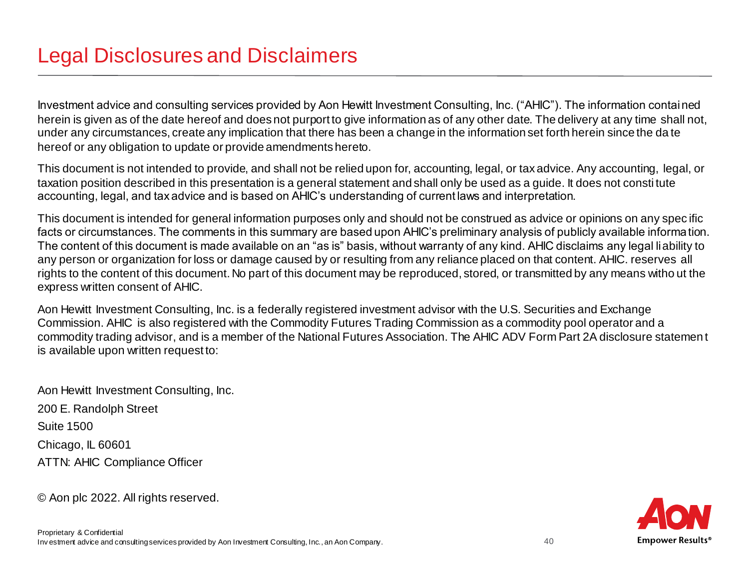# Legal Disclosures and Disclaimers

Investment advice and consulting services provided by Aon Hewitt Investment Consulting, Inc. ("AHIC"). The information contained herein is given as of the date hereof and does not purport to give information as of any other date. The delivery at any time shall not, under any circumstances, create any implication that there has been a change in the information set forth herein since the date hereof or any obligation to update or provide amendments hereto.

This document is not intended to provide, and shall not be relied upon for, accounting, legal, or tax advice. Any accounting, legal, or taxation position described in this presentation is a general statement and shall only be used as a guide. It does not constitute accounting, legal, and tax advice and is based on AHIC's understanding of current laws and interpretation.

This document is intended for general information purposes only and should not be construed as advice or opinions on any specific facts or circumstances. The comments in this summary are based upon AHIC's preliminary analysis of publicly available information. The content of this document is made available on an "as is" basis, without warranty of any kind. AHIC disclaims any legal liability to any person or organization for loss or damage caused by or resulting from any reliance placed on that content. AHIC. reserves all rights to the content of this document. No part of this document may be reproduced, stored, or transmitted by any means without the express written consent of AHIC.

Aon Hewitt Investment Consulting, Inc. is a federally registered investment advisor with the U.S. Securities and Exchange Commission. AHIC is also registered with the Commodity Futures Trading Commission as a commodity pool operator and a commodity trading advisor, and is a member of the National Futures Association. The AHIC ADV Form Part 2A disclosure statement is available upon written request to:

Aon Hewitt Investment Consulting, Inc.
200 E. Randolph Street
Suite 1500
Chicago, IL 60601
ATTN: AHIC Compliance Officer

© Aon plc 2022. All rights reserved.

Proprietary & Confidential
Investment advice and consulting services provided by Aon Investment Consulting, Inc., an Aon Company.